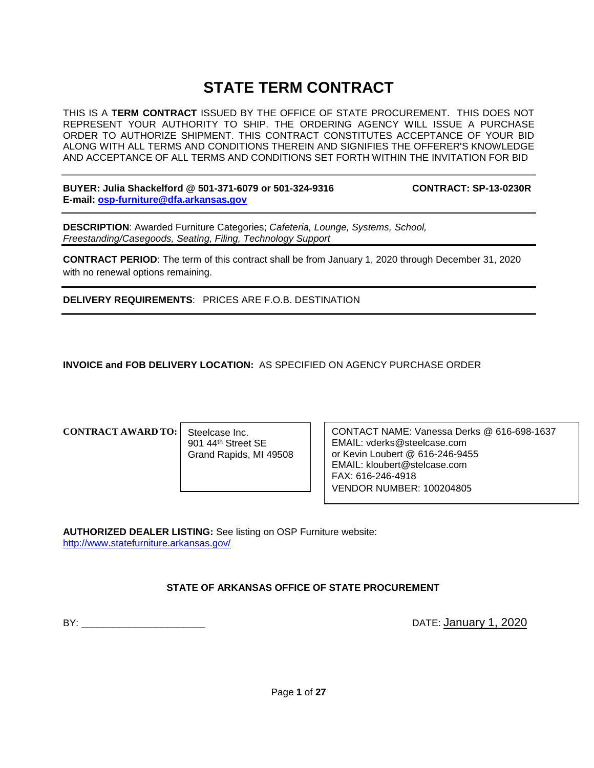# STATE TERM CONTRACT

THIS IS A **TERM CONTRACT** ISSUED BY THE OFFICE OF STATE PROCUREMENT. THIS DOES NOT REPRESENT YOUR AUTHORITY TO SHIP. THE ORDERING AGENCY WILL ISSUE A PURCHASE ORDER TO AUTHORIZE SHIPMENT. THIS CONTRACT CONSTITUTES ACCEPTANCE OF YOUR BID ALONG WITH ALL TERMS AND CONDITIONS THEREIN AND SIGNIFIES THE OFFERER'S KNOWLEDGE AND ACCEPTANCE OF ALL TERMS AND CONDITIONS SET FORTH WITHIN THE INVITATION FOR BID

---

**BUYER: Julia Shackelford @ 501-371-6079 or 501-324-9316** **CONTRACT: SP-13-0230R**
**E-mail: osp-furniture@dfa.arkansas.gov**

---

**DESCRIPTION**: Awarded Furniture Categories; *Cafeteria, Lounge, Systems, School, Freestanding/Casegoods, Seating, Filing, Technology Support*

---

**CONTRACT PERIOD**: The term of this contract shall be from January 1, 2020 through December 31, 2020 with no renewal options remaining.

---

**DELIVERY REQUIREMENTS**: PRICES ARE F.O.B. DESTINATION

---

**INVOICE and FOB DELIVERY LOCATION:** AS SPECIFIED ON AGENCY PURCHASE ORDER

**CONTRACT AWARD TO:**

Steelcase Inc.
901 44th Street SE
Grand Rapids, MI 49508

CONTACT NAME: Vanessa Derks @ 616-698-1637
EMAIL: vderks@steelcase.com
or Kevin Loubert @ 616-246-9455
EMAIL: kloubert@stelcase.com
FAX: 616-246-4918
VENDOR NUMBER: 100204805

**AUTHORIZED DEALER LISTING:** See listing on OSP Furniture website: http://www.statefurniture.arkansas.gov/

**STATE OF ARKANSAS OFFICE OF STATE PROCUREMENT**

BY: ______________________ DATE: January 1, 2020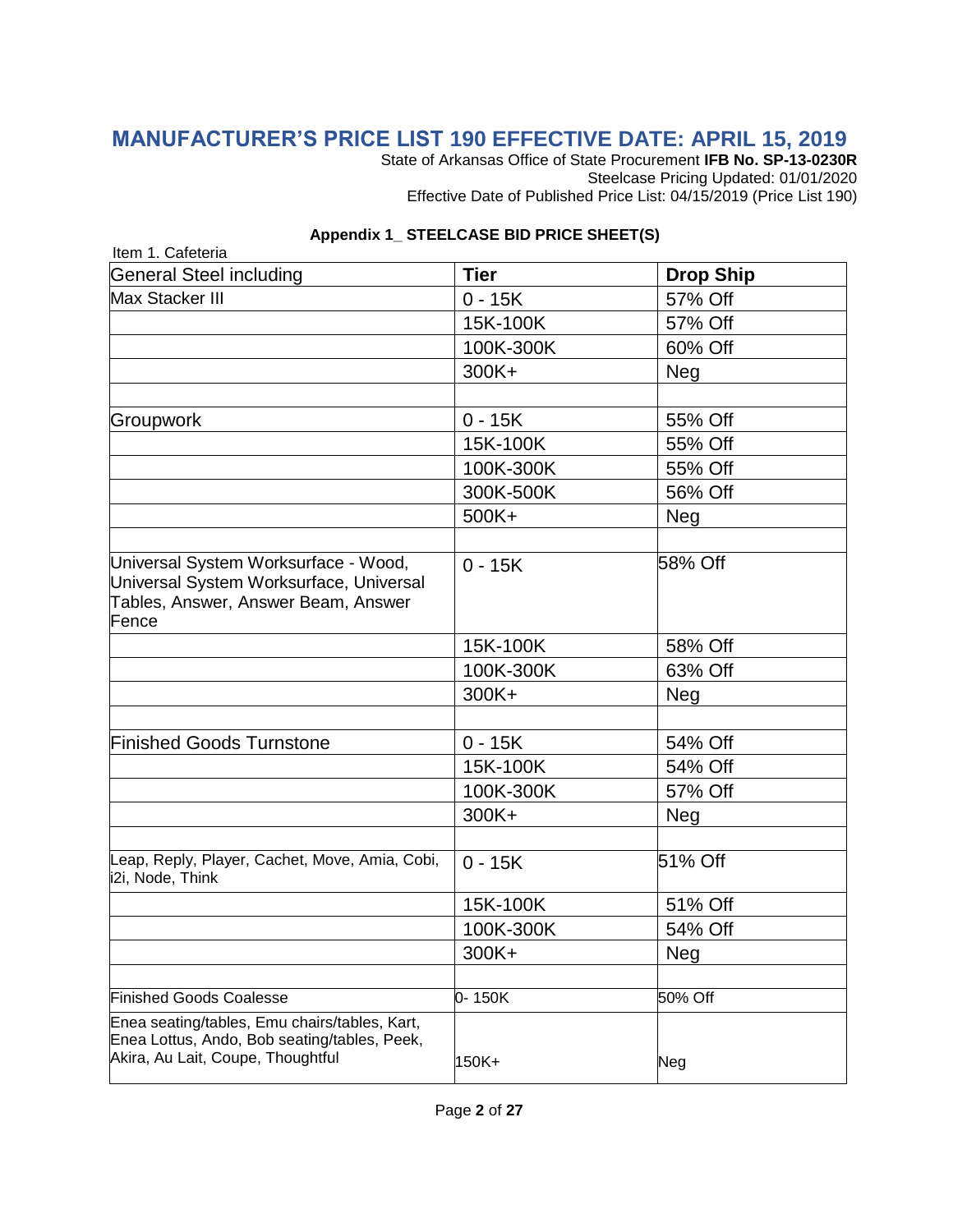# MANUFACTURER'S PRICE LIST 190 EFFECTIVE DATE: APRIL 15, 2019

State of Arkansas Office of State Procurement **IFB No. SP-13-0230R**
Steelcase Pricing Updated: 01/01/2020
Effective Date of Published Price List: 04/15/2019 (Price List 190)

**Appendix 1_ STEELCASE BID PRICE SHEET(S)**

Item 1. Cafeteria

| General Steel including | **Tier** | **Drop Ship** |
|---|---|---|
| Max Stacker III | 0 - 15K | 57% Off |
| | 15K-100K | 57% Off |
| | 100K-300K | 60% Off |
| | 300K+ | Neg |
| | | |
| Groupwork | 0 - 15K | 55% Off |
| | 15K-100K | 55% Off |
| | 100K-300K | 55% Off |
| | 300K-500K | 56% Off |
| | 500K+ | Neg |
| | | |
| Universal System Worksurface - Wood, Universal System Worksurface, Universal Tables, Answer, Answer Beam, Answer Fence | 0 - 15K | 58% Off |
| | 15K-100K | 58% Off |
| | 100K-300K | 63% Off |
| | 300K+ | Neg |
| | | |
| Finished Goods Turnstone | 0 - 15K | 54% Off |
| | 15K-100K | 54% Off |
| | 100K-300K | 57% Off |
| | 300K+ | Neg |
| | | |
| Leap, Reply, Player, Cachet, Move, Amia, Cobi, i2i, Node, Think | 0 - 15K | 51% Off |
| | 15K-100K | 51% Off |
| | 100K-300K | 54% Off |
| | 300K+ | Neg |
| | | |
| Finished Goods Coalesse | 0- 150K | 50% Off |
| Enea seating/tables, Emu chairs/tables, Kart, Enea Lottus, Ando, Bob seating/tables, Peek, Akira, Au Lait, Coupe, Thoughtful | 150K+ | Neg |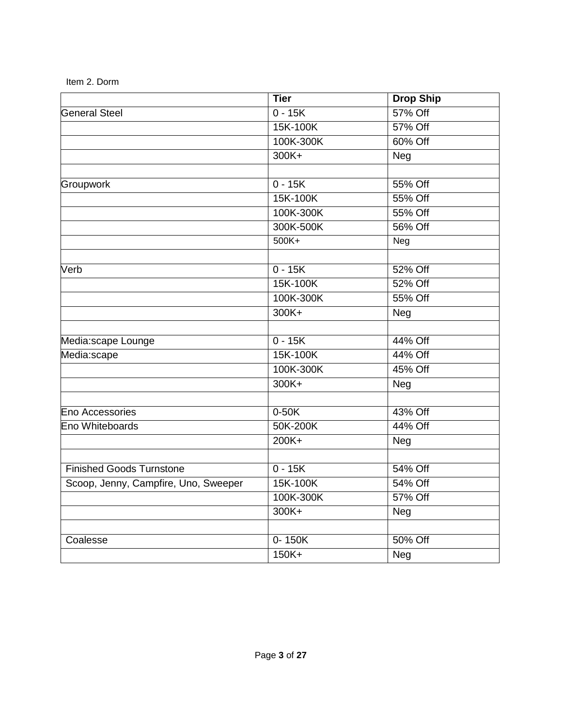Item 2. Dorm

| | Tier | Drop Ship |
|---|---|---|
| General Steel | 0 - 15K | 57% Off |
| | 15K-100K | 57% Off |
| | 100K-300K | 60% Off |
| | 300K+ | Neg |
| | | |
| Groupwork | 0 - 15K | 55% Off |
| | 15K-100K | 55% Off |
| | 100K-300K | 55% Off |
| | 300K-500K | 56% Off |
| | 500K+ | Neg |
| | | |
| Verb | 0 - 15K | 52% Off |
| | 15K-100K | 52% Off |
| | 100K-300K | 55% Off |
| | 300K+ | Neg |
| | | |
| Media:scape Lounge | 0 - 15K | 44% Off |
| Media:scape | 15K-100K | 44% Off |
| | 100K-300K | 45% Off |
| | 300K+ | Neg |
| | | |
| Eno Accessories | 0-50K | 43% Off |
| Eno Whiteboards | 50K-200K | 44% Off |
| | 200K+ | Neg |
| | | |
| Finished Goods Turnstone | 0 - 15K | 54% Off |
| Scoop, Jenny, Campfire, Uno, Sweeper | 15K-100K | 54% Off |
| | 100K-300K | 57% Off |
| | 300K+ | Neg |
| | | |
| Coalesse | 0- 150K | 50% Off |
| | 150K+ | Neg |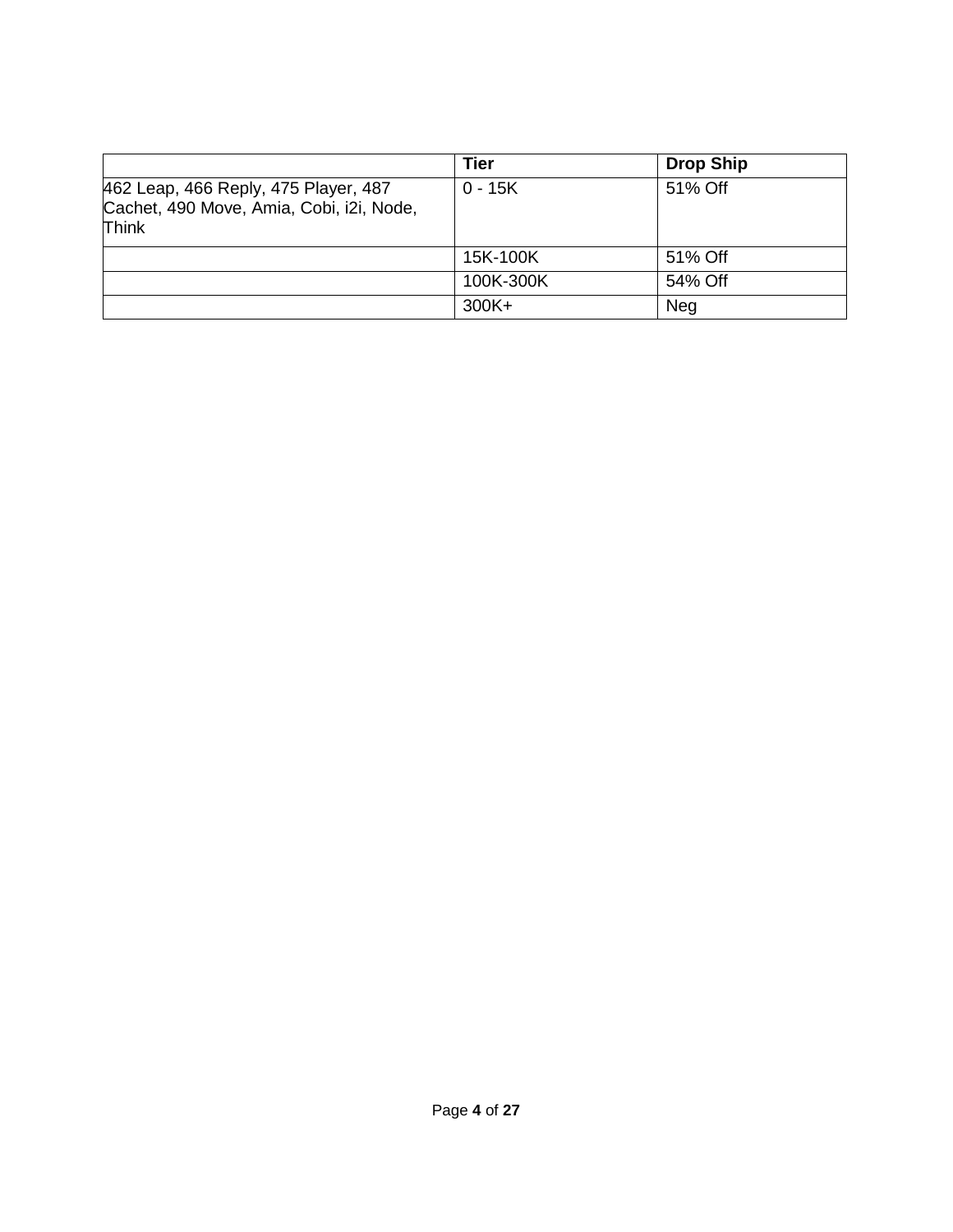| | Tier | Drop Ship |
|---|---|---|
| 462 Leap, 466 Reply, 475 Player, 487 Cachet, 490 Move, Amia, Cobi, i2i, Node, Think | 0 - 15K | 51% Off |
| | 15K-100K | 51% Off |
| | 100K-300K | 54% Off |
| | 300K+ | Neg |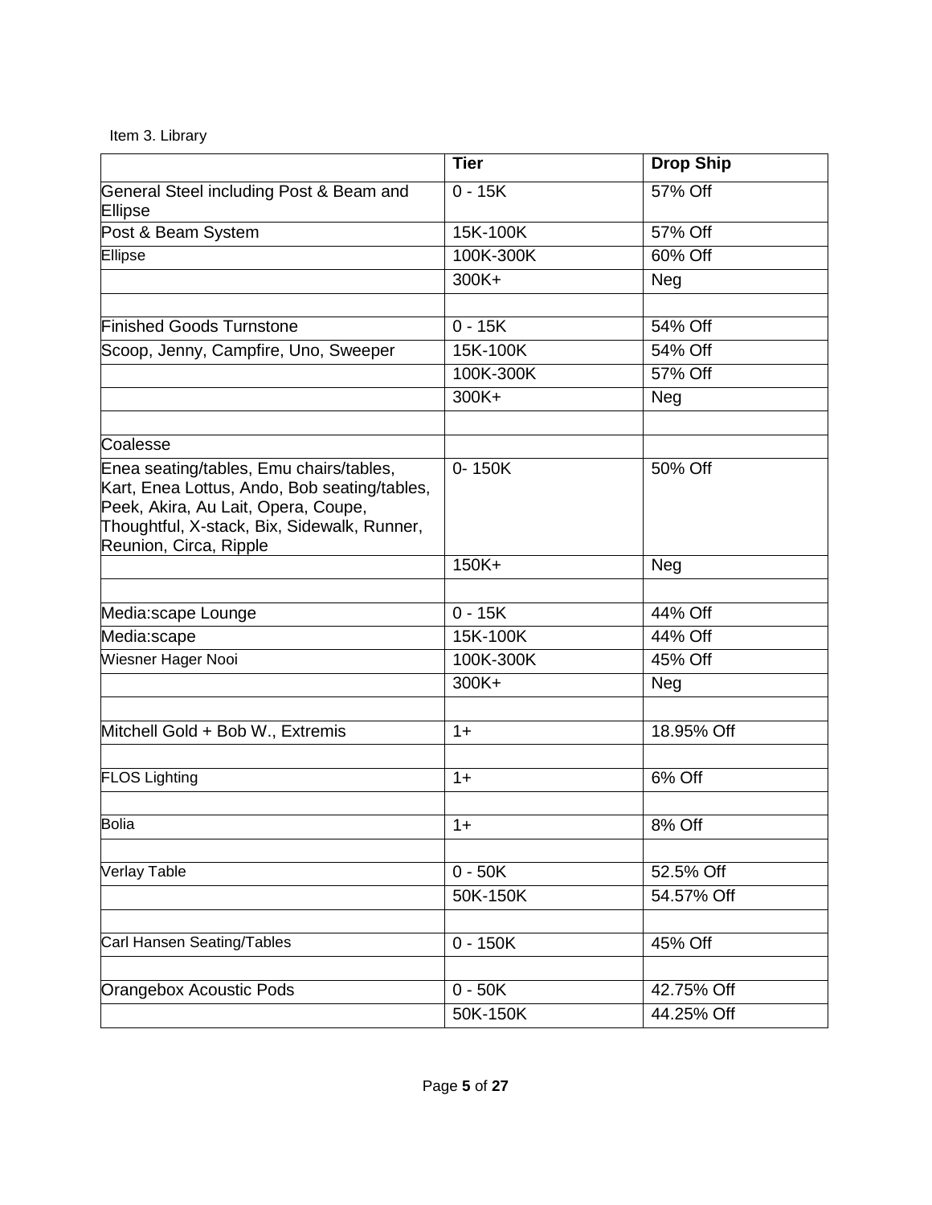Item 3. Library

| | Tier | Drop Ship |
|---|---|---|
| General Steel including Post & Beam and Ellipse | 0 - 15K | 57% Off |
| Post & Beam System | 15K-100K | 57% Off |
| Ellipse | 100K-300K | 60% Off |
| | 300K+ | Neg |
| | | |
| Finished Goods Turnstone | 0 - 15K | 54% Off |
| Scoop, Jenny, Campfire, Uno, Sweeper | 15K-100K | 54% Off |
| | 100K-300K | 57% Off |
| | 300K+ | Neg |
| | | |
| Coalesse | | |
| Enea seating/tables, Emu chairs/tables, Kart, Enea Lottus, Ando, Bob seating/tables, Peek, Akira, Au Lait, Opera, Coupe, Thoughtful, X-stack, Bix, Sidewalk, Runner, Reunion, Circa, Ripple | 0- 150K | 50% Off |
| | 150K+ | Neg |
| | | |
| Media:scape Lounge | 0 - 15K | 44% Off |
| Media:scape | 15K-100K | 44% Off |
| Wiesner Hager Nooi | 100K-300K | 45% Off |
| | 300K+ | Neg |
| | | |
| Mitchell Gold + Bob W., Extremis | 1+ | 18.95% Off |
| | | |
| FLOS Lighting | 1+ | 6% Off |
| | | |
| Bolia | 1+ | 8% Off |
| | | |
| Verlay Table | 0 - 50K | 52.5% Off |
| | 50K-150K | 54.57% Off |
| | | |
| Carl Hansen Seating/Tables | 0 - 150K | 45% Off |
| | | |
| Orangebox Acoustic Pods | 0 - 50K | 42.75% Off |
| | 50K-150K | 44.25% Off |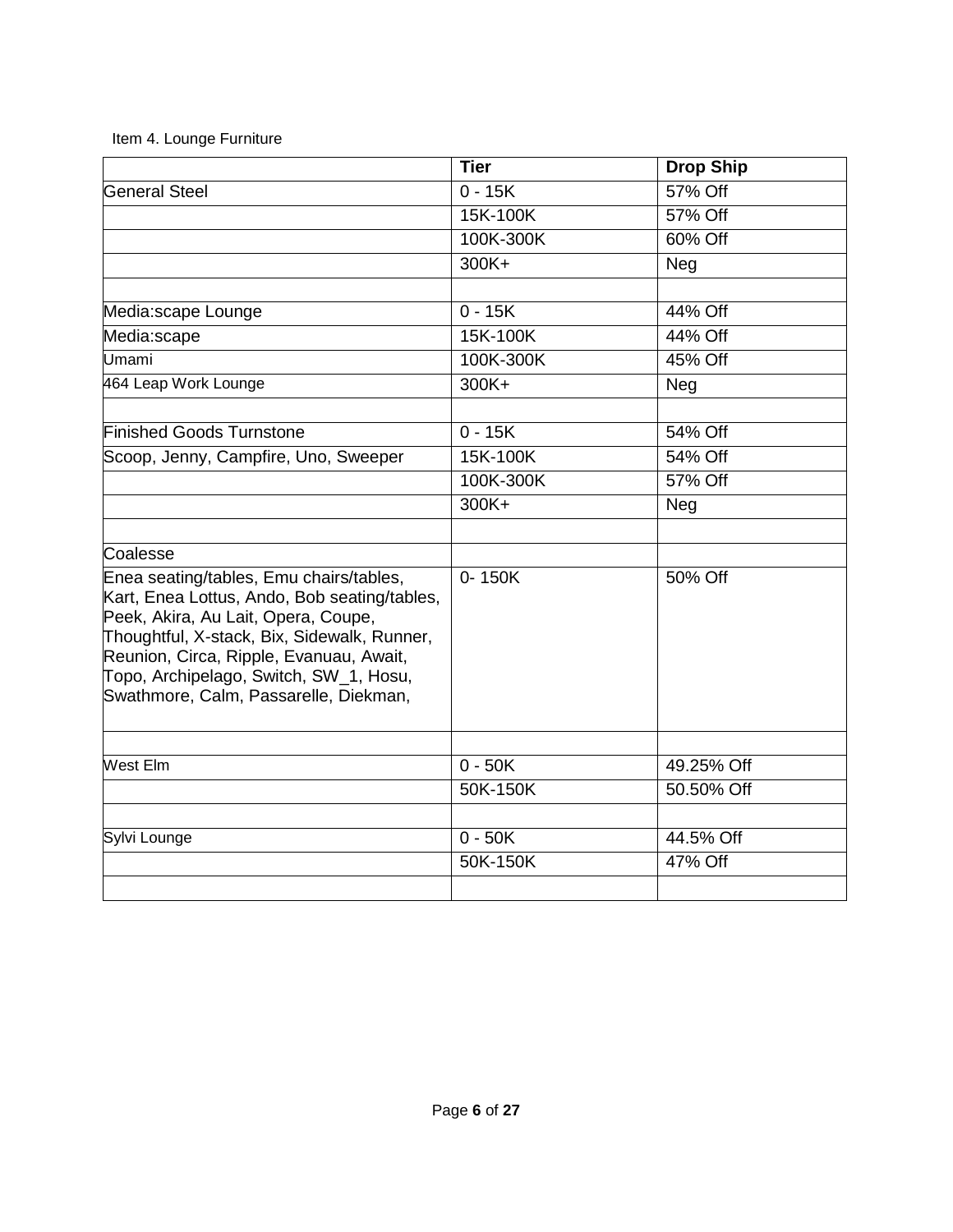Item 4. Lounge Furniture

| | **Tier** | **Drop Ship** |
|---|---|---|
| General Steel | 0 - 15K | 57% Off |
| | 15K-100K | 57% Off |
| | 100K-300K | 60% Off |
| | 300K+ | Neg |
| | | |
| Media:scape Lounge | 0 - 15K | 44% Off |
| Media:scape | 15K-100K | 44% Off |
| Umami | 100K-300K | 45% Off |
| 464 Leap Work Lounge | 300K+ | Neg |
| | | |
| Finished Goods Turnstone | 0 - 15K | 54% Off |
| Scoop, Jenny, Campfire, Uno, Sweeper | 15K-100K | 54% Off |
| | 100K-300K | 57% Off |
| | 300K+ | Neg |
| | | |
| Coalesse | | |
| Enea seating/tables, Emu chairs/tables, Kart, Enea Lottus, Ando, Bob seating/tables, Peek, Akira, Au Lait, Opera, Coupe, Thoughtful, X-stack, Bix, Sidewalk, Runner, Reunion, Circa, Ripple, Evanuau, Await, Topo, Archipelago, Switch, SW_1, Hosu, Swathmore, Calm, Passarelle, Diekman, | 0- 150K | 50% Off |
| | | |
| West Elm | 0 - 50K | 49.25% Off |
| | 50K-150K | 50.50% Off |
| | | |
| Sylvi Lounge | 0 - 50K | 44.5% Off |
| | 50K-150K | 47% Off |
| | | |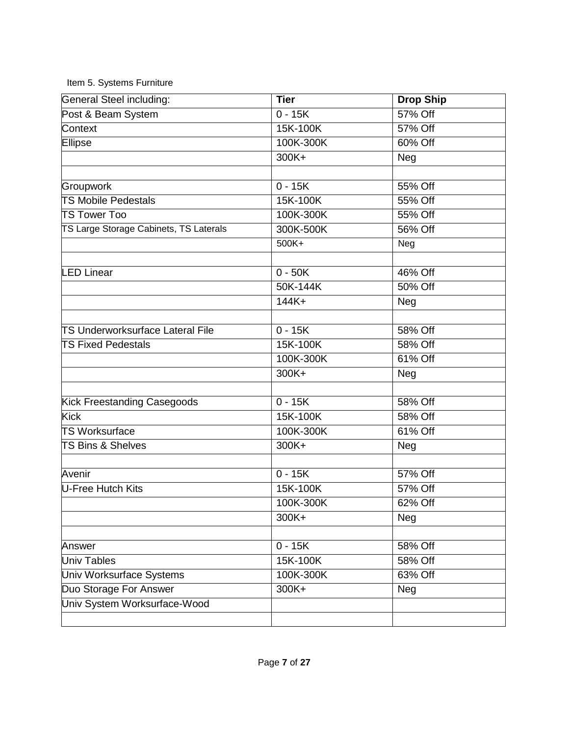Item 5. Systems Furniture

| General Steel including: | **Tier** | **Drop Ship** |
|---|---|---|
| Post & Beam System | 0 - 15K | 57% Off |
| Context | 15K-100K | 57% Off |
| Ellipse | 100K-300K | 60% Off |
| | 300K+ | Neg |
| | | |
| Groupwork | 0 - 15K | 55% Off |
| TS Mobile Pedestals | 15K-100K | 55% Off |
| TS Tower Too | 100K-300K | 55% Off |
| TS Large Storage Cabinets, TS Laterals | 300K-500K | 56% Off |
| | 500K+ | Neg |
| | | |
| LED Linear | 0 - 50K | 46% Off |
| | 50K-144K | 50% Off |
| | 144K+ | Neg |
| | | |
| TS Underworksurface Lateral File | 0 - 15K | 58% Off |
| TS Fixed Pedestals | 15K-100K | 58% Off |
| | 100K-300K | 61% Off |
| | 300K+ | Neg |
| | | |
| Kick Freestanding Casegoods | 0 - 15K | 58% Off |
| Kick | 15K-100K | 58% Off |
| TS Worksurface | 100K-300K | 61% Off |
| TS Bins & Shelves | 300K+ | Neg |
| | | |
| Avenir | 0 - 15K | 57% Off |
| U-Free Hutch Kits | 15K-100K | 57% Off |
| | 100K-300K | 62% Off |
| | 300K+ | Neg |
| | | |
| Answer | 0 - 15K | 58% Off |
| Univ Tables | 15K-100K | 58% Off |
| Univ Worksurface Systems | 100K-300K | 63% Off |
| Duo Storage For Answer | 300K+ | Neg |
| Univ System Worksurface-Wood | | |
| | | |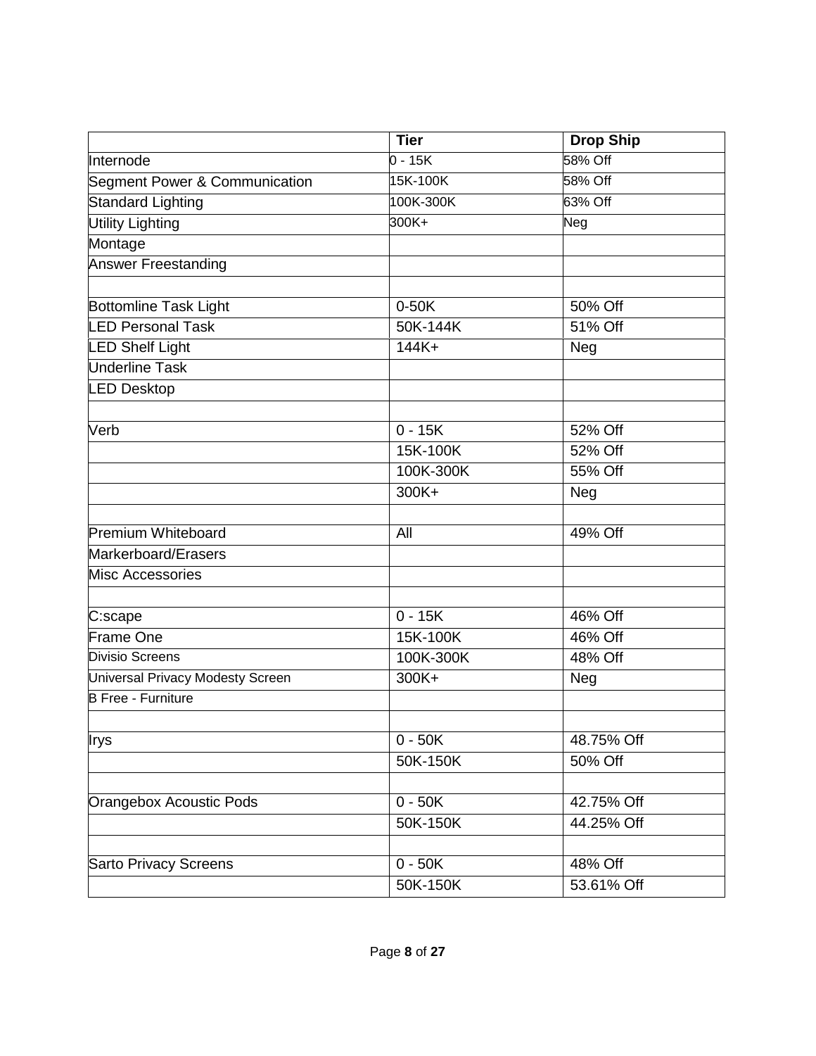| | Tier | Drop Ship |
|---|---|---|
| Internode | 0 - 15K | 58% Off |
| Segment Power & Communication | 15K-100K | 58% Off |
| Standard Lighting | 100K-300K | 63% Off |
| Utility Lighting | 300K+ | Neg |
| Montage | | |
| Answer Freestanding | | |
| | | |
| Bottomline Task Light | 0-50K | 50% Off |
| LED Personal Task | 50K-144K | 51% Off |
| LED Shelf Light | 144K+ | Neg |
| Underline Task | | |
| LED Desktop | | |
| | | |
| Verb | 0 - 15K | 52% Off |
| | 15K-100K | 52% Off |
| | 100K-300K | 55% Off |
| | 300K+ | Neg |
| | | |
| Premium Whiteboard | All | 49% Off |
| Markerboard/Erasers | | |
| Misc Accessories | | |
| | | |
| C:scape | 0 - 15K | 46% Off |
| Frame One | 15K-100K | 46% Off |
| Divisio Screens | 100K-300K | 48% Off |
| Universal Privacy Modesty Screen | 300K+ | Neg |
| B Free - Furniture | | |
| | | |
| Irys | 0 - 50K | 48.75% Off |
| | 50K-150K | 50% Off |
| | | |
| Orangebox Acoustic Pods | 0 - 50K | 42.75% Off |
| | 50K-150K | 44.25% Off |
| | | |
| Sarto Privacy Screens | 0 - 50K | 48% Off |
| | 50K-150K | 53.61% Off |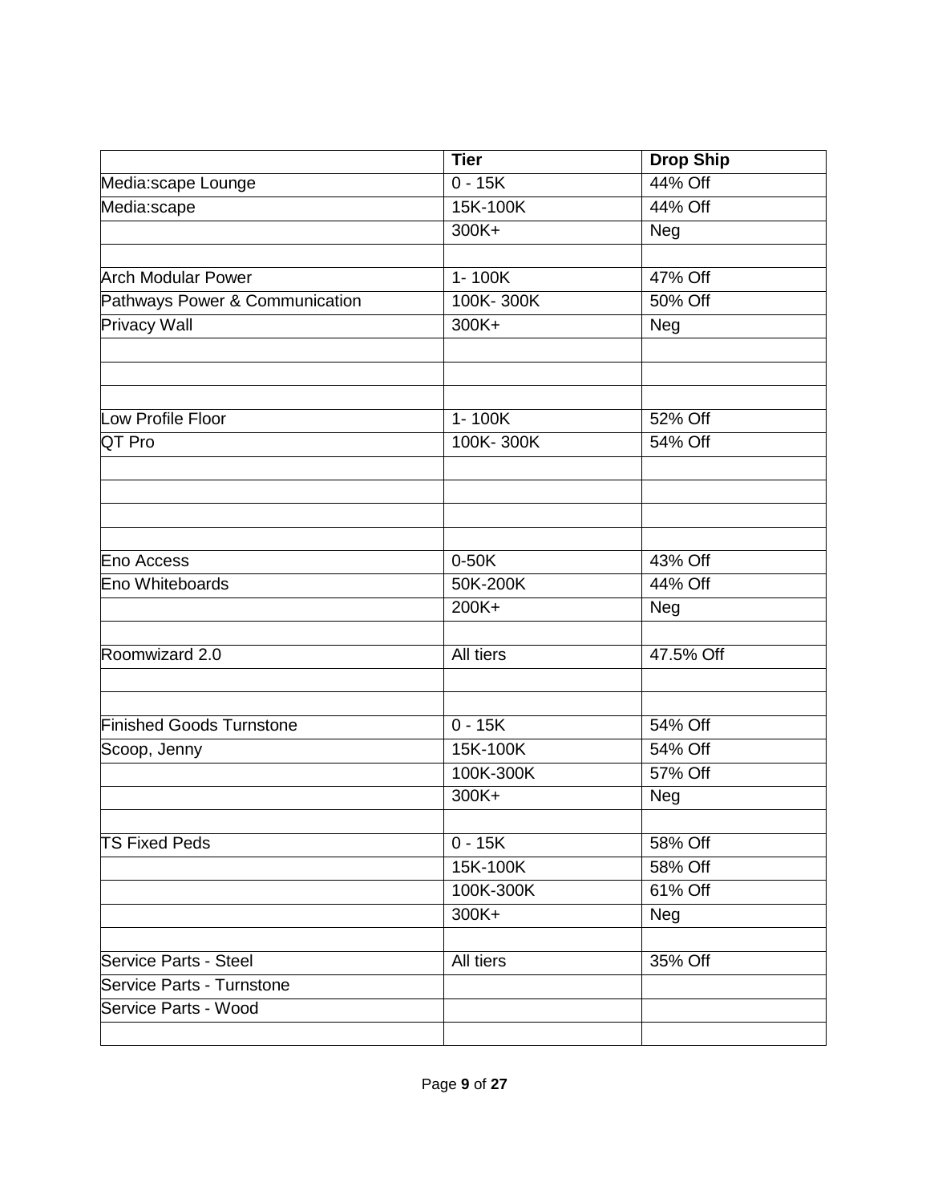| | Tier | Drop Ship |
|---|---|---|
| Media:scape Lounge | 0 - 15K | 44% Off |
| Media:scape | 15K-100K | 44% Off |
| | 300K+ | Neg |
| | | |
| Arch Modular Power | 1- 100K | 47% Off |
| Pathways Power & Communication | 100K- 300K | 50% Off |
| Privacy Wall | 300K+ | Neg |
| | | |
| | | |
| | | |
| Low Profile Floor | 1- 100K | 52% Off |
| QT Pro | 100K- 300K | 54% Off |
| | | |
| | | |
| | | |
| | | |
| Eno Access | 0-50K | 43% Off |
| Eno Whiteboards | 50K-200K | 44% Off |
| | 200K+ | Neg |
| | | |
| Roomwizard 2.0 | All tiers | 47.5% Off |
| | | |
| | | |
| Finished Goods Turnstone | 0 - 15K | 54% Off |
| Scoop, Jenny | 15K-100K | 54% Off |
| | 100K-300K | 57% Off |
| | 300K+ | Neg |
| | | |
| TS Fixed Peds | 0 - 15K | 58% Off |
| | 15K-100K | 58% Off |
| | 100K-300K | 61% Off |
| | 300K+ | Neg |
| | | |
| Service Parts - Steel | All tiers | 35% Off |
| Service Parts - Turnstone | | |
| Service Parts - Wood | | |
| | | |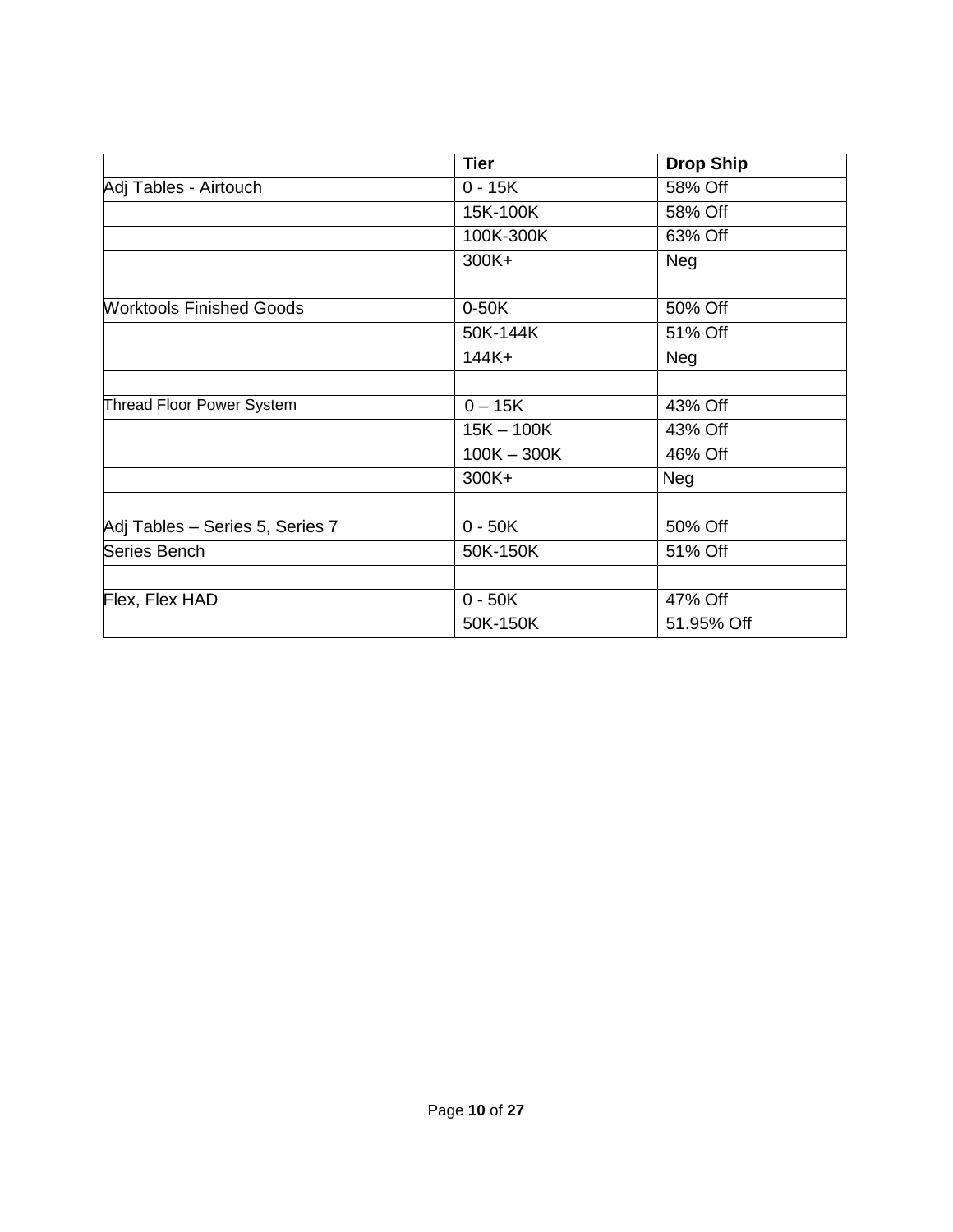| | Tier | Drop Ship |
|---|---|---|
| Adj Tables - Airtouch | 0 - 15K | 58% Off |
| | 15K-100K | 58% Off |
| | 100K-300K | 63% Off |
| | 300K+ | Neg |
| | | |
| Worktools Finished Goods | 0-50K | 50% Off |
| | 50K-144K | 51% Off |
| | 144K+ | Neg |
| | | |
| Thread Floor Power System | 0 – 15K | 43% Off |
| | 15K – 100K | 43% Off |
| | 100K – 300K | 46% Off |
| | 300K+ | Neg |
| | | |
| Adj Tables – Series 5, Series 7 | 0 - 50K | 50% Off |
| Series Bench | 50K-150K | 51% Off |
| | | |
| Flex, Flex HAD | 0 - 50K | 47% Off |
| | 50K-150K | 51.95% Off |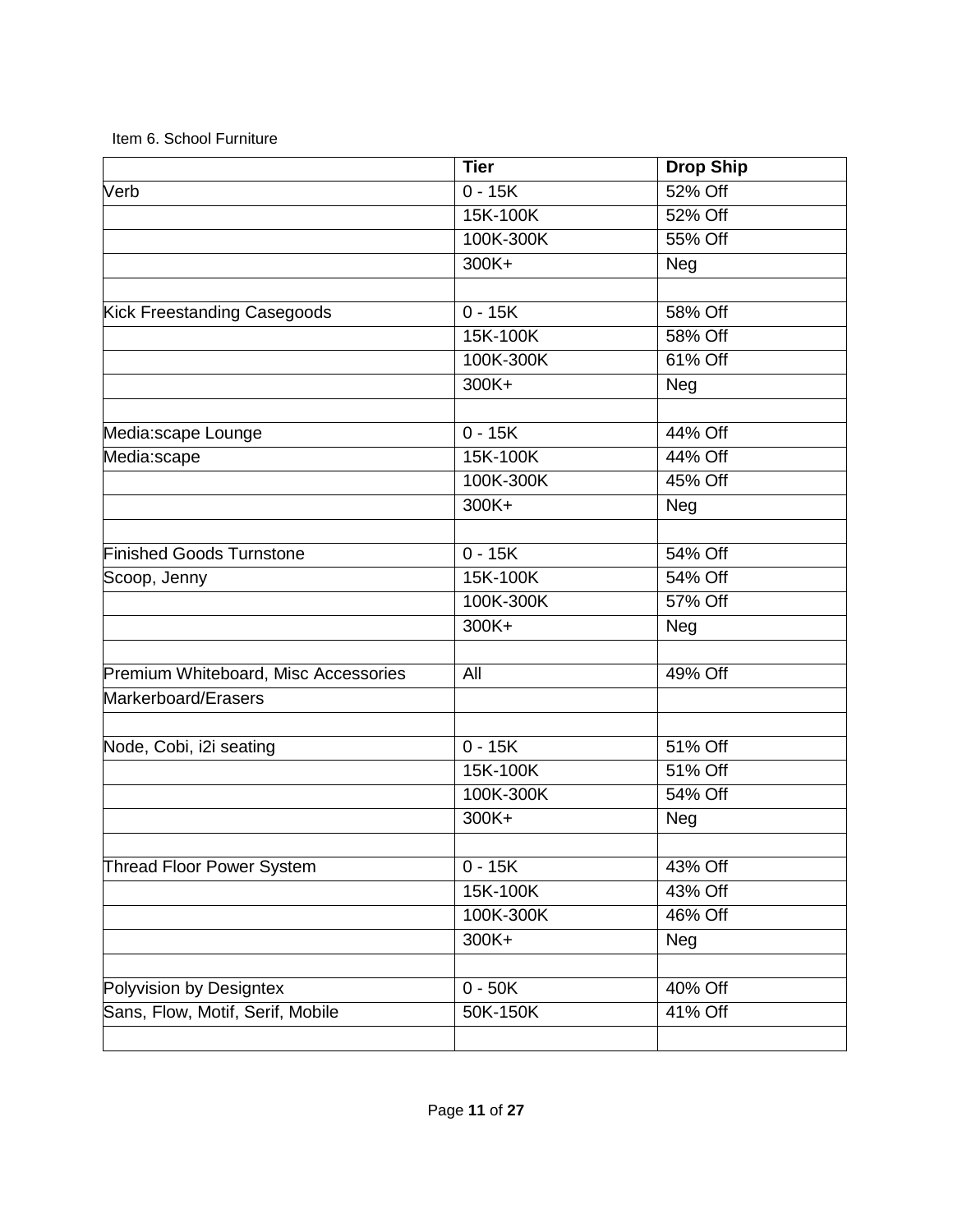Item 6. School Furniture

| | Tier | Drop Ship |
|---|---|---|
| Verb | 0 - 15K | 52% Off |
| | 15K-100K | 52% Off |
| | 100K-300K | 55% Off |
| | 300K+ | Neg |
| | | |
| Kick Freestanding Casegoods | 0 - 15K | 58% Off |
| | 15K-100K | 58% Off |
| | 100K-300K | 61% Off |
| | 300K+ | Neg |
| | | |
| Media:scape Lounge | 0 - 15K | 44% Off |
| Media:scape | 15K-100K | 44% Off |
| | 100K-300K | 45% Off |
| | 300K+ | Neg |
| | | |
| Finished Goods Turnstone | 0 - 15K | 54% Off |
| Scoop, Jenny | 15K-100K | 54% Off |
| | 100K-300K | 57% Off |
| | 300K+ | Neg |
| | | |
| Premium Whiteboard, Misc Accessories | All | 49% Off |
| Markerboard/Erasers | | |
| | | |
| Node, Cobi, i2i seating | 0 - 15K | 51% Off |
| | 15K-100K | 51% Off |
| | 100K-300K | 54% Off |
| | 300K+ | Neg |
| | | |
| Thread Floor Power System | 0 - 15K | 43% Off |
| | 15K-100K | 43% Off |
| | 100K-300K | 46% Off |
| | 300K+ | Neg |
| | | |
| Polyvision by Designtex | 0 - 50K | 40% Off |
| Sans, Flow, Motif, Serif, Mobile | 50K-150K | 41% Off |
| | | |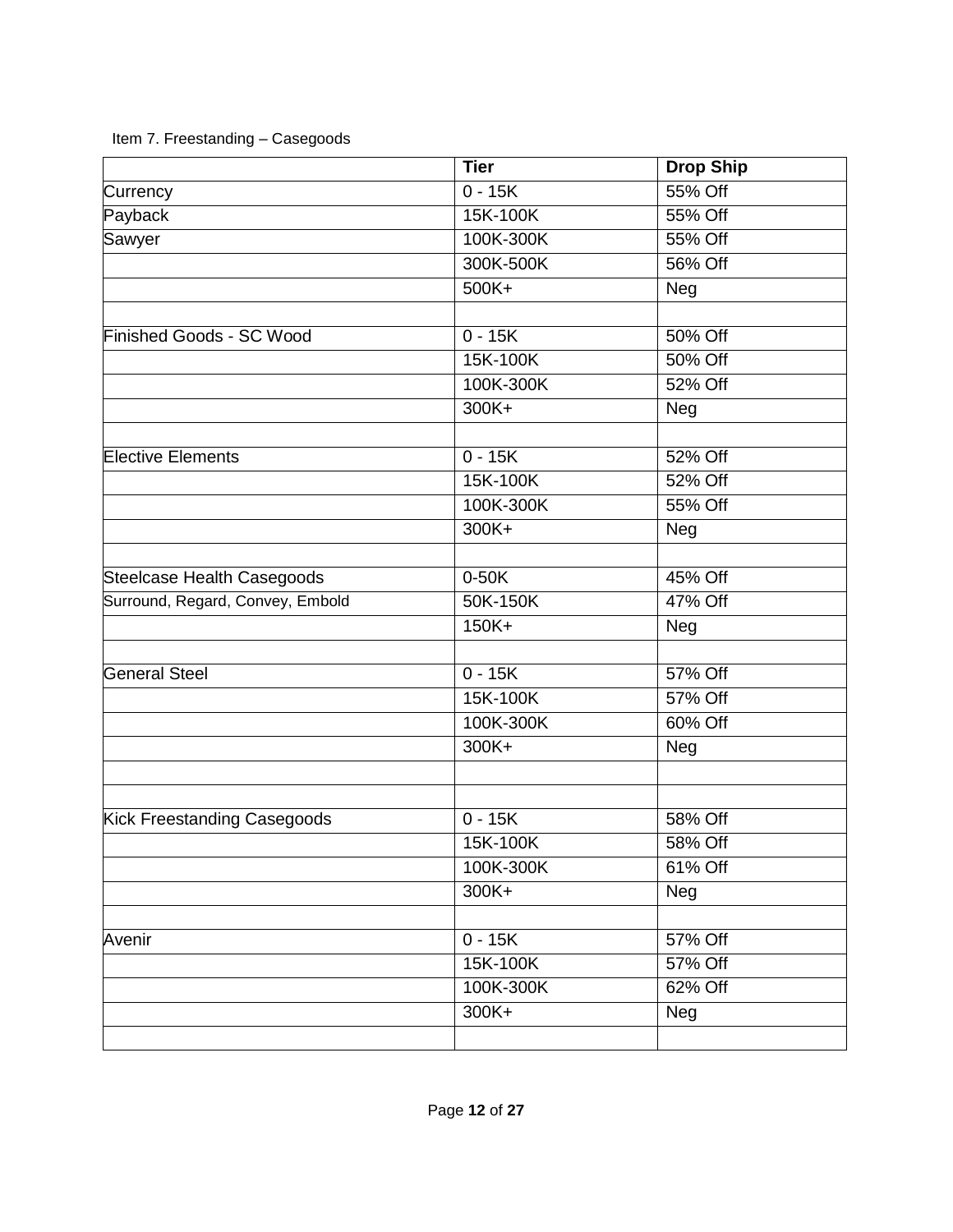Item 7. Freestanding – Casegoods

| | Tier | Drop Ship |
|---|---|---|
| Currency | 0 - 15K | 55% Off |
| Payback | 15K-100K | 55% Off |
| Sawyer | 100K-300K | 55% Off |
| | 300K-500K | 56% Off |
| | 500K+ | Neg |
| | | |
| Finished Goods - SC Wood | 0 - 15K | 50% Off |
| | 15K-100K | 50% Off |
| | 100K-300K | 52% Off |
| | 300K+ | Neg |
| | | |
| Elective Elements | 0 - 15K | 52% Off |
| | 15K-100K | 52% Off |
| | 100K-300K | 55% Off |
| | 300K+ | Neg |
| | | |
| Steelcase Health Casegoods | 0-50K | 45% Off |
| Surround, Regard, Convey, Embold | 50K-150K | 47% Off |
| | 150K+ | Neg |
| | | |
| General Steel | 0 - 15K | 57% Off |
| | 15K-100K | 57% Off |
| | 100K-300K | 60% Off |
| | 300K+ | Neg |
| | | |
| | | |
| Kick Freestanding Casegoods | 0 - 15K | 58% Off |
| | 15K-100K | 58% Off |
| | 100K-300K | 61% Off |
| | 300K+ | Neg |
| | | |
| Avenir | 0 - 15K | 57% Off |
| | 15K-100K | 57% Off |
| | 100K-300K | 62% Off |
| | 300K+ | Neg |
| | | |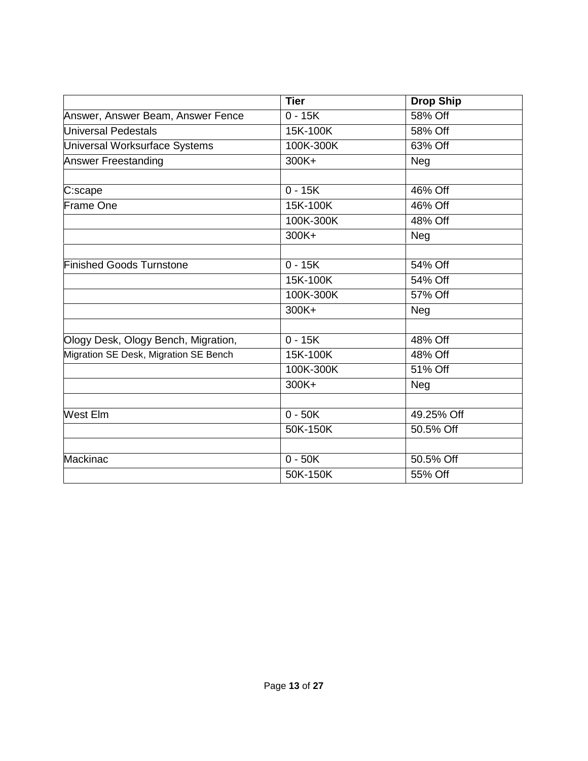| | Tier | Drop Ship |
|---|---|---|
| Answer, Answer Beam, Answer Fence | 0 - 15K | 58% Off |
| Universal Pedestals | 15K-100K | 58% Off |
| Universal Worksurface Systems | 100K-300K | 63% Off |
| Answer Freestanding | 300K+ | Neg |
| | | |
| C:scape | 0 - 15K | 46% Off |
| Frame One | 15K-100K | 46% Off |
| | 100K-300K | 48% Off |
| | 300K+ | Neg |
| | | |
| Finished Goods Turnstone | 0 - 15K | 54% Off |
| | 15K-100K | 54% Off |
| | 100K-300K | 57% Off |
| | 300K+ | Neg |
| | | |
| Ology Desk, Ology Bench, Migration, | 0 - 15K | 48% Off |
| Migration SE Desk, Migration SE Bench | 15K-100K | 48% Off |
| | 100K-300K | 51% Off |
| | 300K+ | Neg |
| | | |
| West Elm | 0 - 50K | 49.25% Off |
| | 50K-150K | 50.5% Off |
| | | |
| Mackinac | 0 - 50K | 50.5% Off |
| | 50K-150K | 55% Off |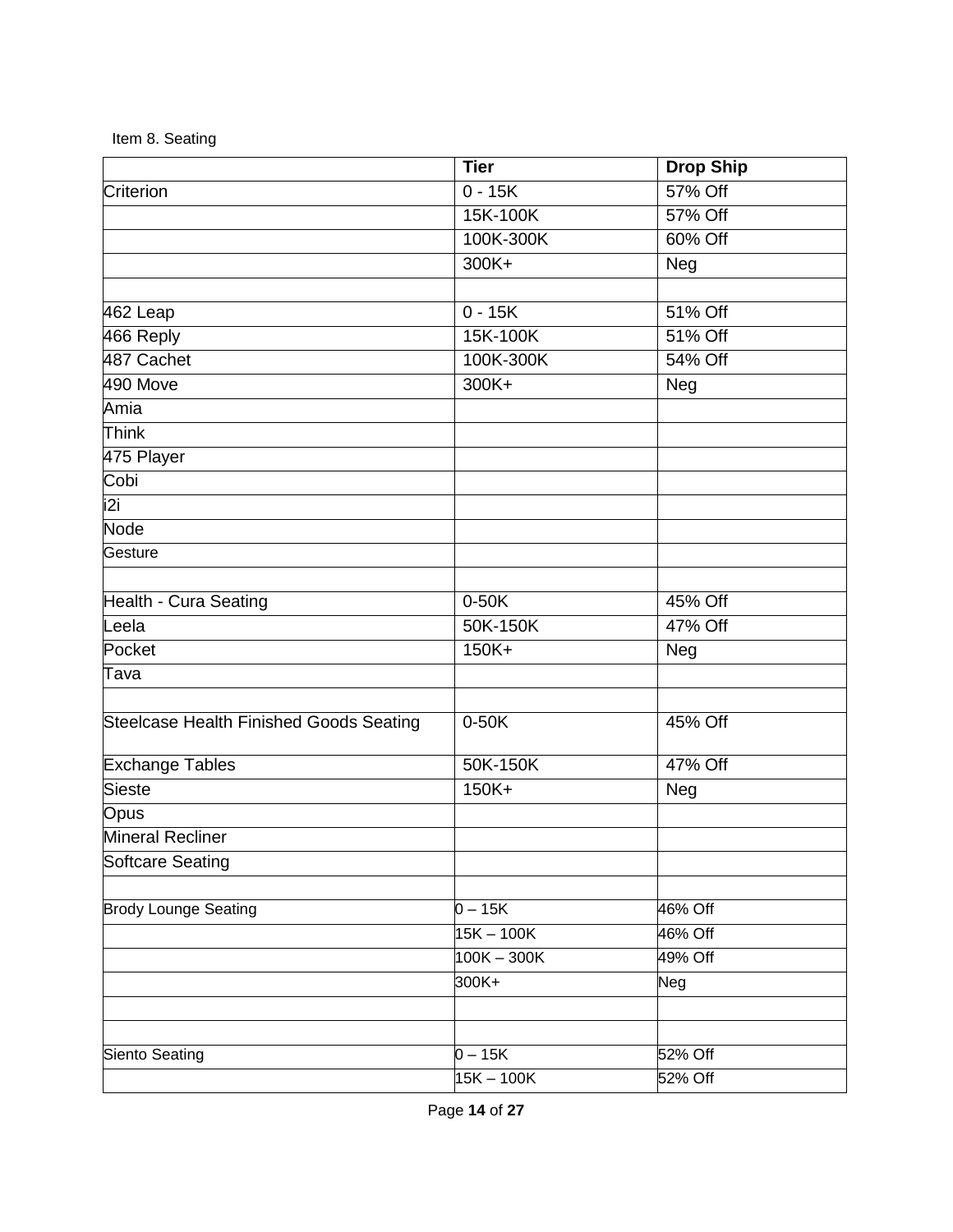Item 8. Seating

| | Tier | Drop Ship |
|---|---|---|
| Criterion | 0 - 15K | 57% Off |
| | 15K-100K | 57% Off |
| | 100K-300K | 60% Off |
| | 300K+ | Neg |
| | | |
| 462 Leap | 0 - 15K | 51% Off |
| 466 Reply | 15K-100K | 51% Off |
| 487 Cachet | 100K-300K | 54% Off |
| 490 Move | 300K+ | Neg |
| Amia | | |
| Think | | |
| 475 Player | | |
| Cobi | | |
| i2i | | |
| Node | | |
| Gesture | | |
| | | |
| Health - Cura Seating | 0-50K | 45% Off |
| Leela | 50K-150K | 47% Off |
| Pocket | 150K+ | Neg |
| Tava | | |
| | | |
| Steelcase Health Finished Goods Seating | 0-50K | 45% Off |
| Exchange Tables | 50K-150K | 47% Off |
| Sieste | 150K+ | Neg |
| Opus | | |
| Mineral Recliner | | |
| Softcare Seating | | |
| | | |
| Brody Lounge Seating | 0 – 15K | 46% Off |
| | 15K – 100K | 46% Off |
| | 100K – 300K | 49% Off |
| | 300K+ | Neg |
| | | |
| | | |
| Siento Seating | 0 – 15K | 52% Off |
| | 15K – 100K | 52% Off |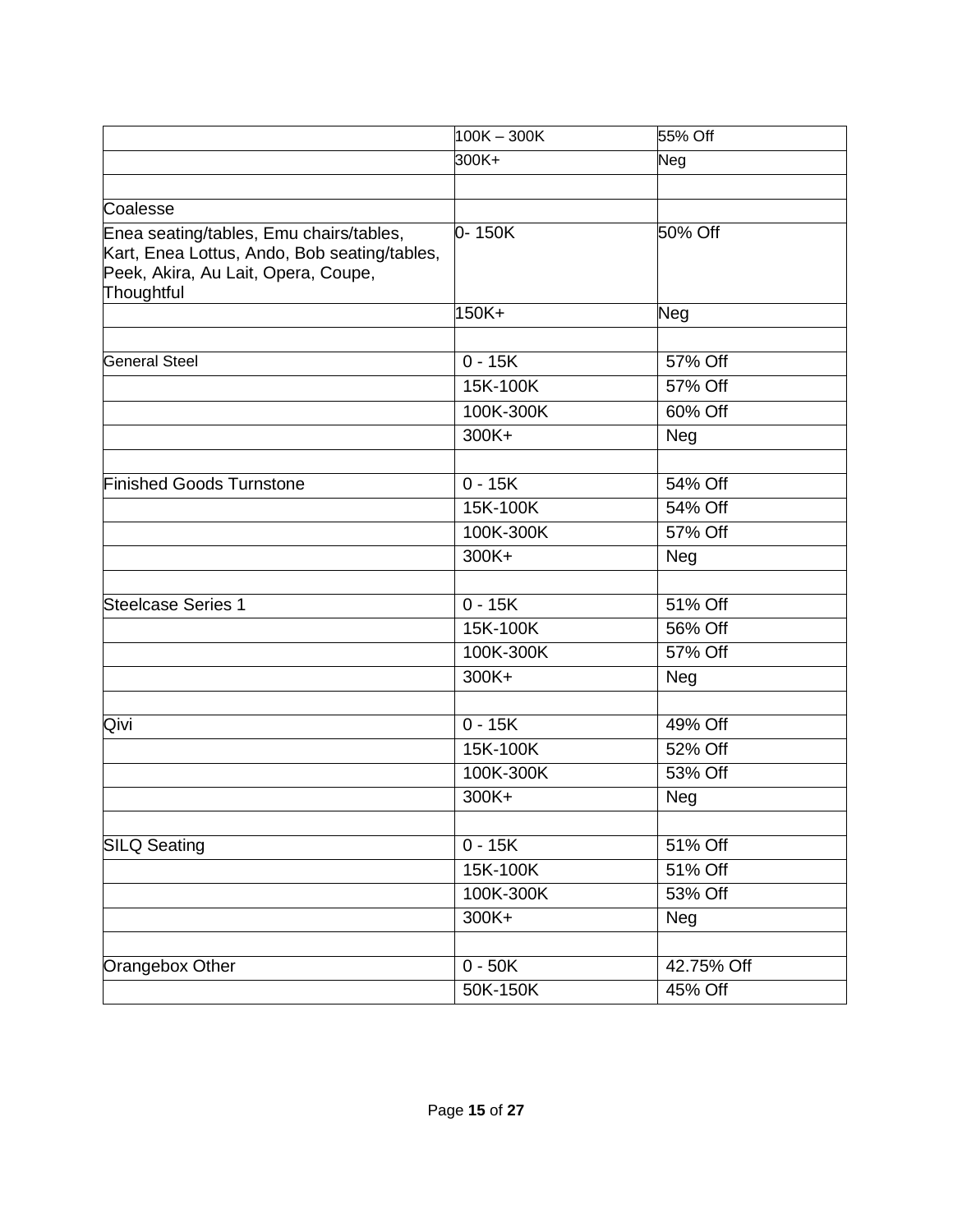| | | |
|---|---|---|
| | 100K – 300K | 55% Off |
| | 300K+ | Neg |
| | | |
| Coalesse | | |
| Enea seating/tables, Emu chairs/tables, Kart, Enea Lottus, Ando, Bob seating/tables, Peek, Akira, Au Lait, Opera, Coupe, Thoughtful | 0- 150K | 50% Off |
| | 150K+ | Neg |
| | | |
| General Steel | 0 - 15K | 57% Off |
| | 15K-100K | 57% Off |
| | 100K-300K | 60% Off |
| | 300K+ | Neg |
| | | |
| Finished Goods Turnstone | 0 - 15K | 54% Off |
| | 15K-100K | 54% Off |
| | 100K-300K | 57% Off |
| | 300K+ | Neg |
| | | |
| Steelcase Series 1 | 0 - 15K | 51% Off |
| | 15K-100K | 56% Off |
| | 100K-300K | 57% Off |
| | 300K+ | Neg |
| | | |
| Qivi | 0 - 15K | 49% Off |
| | 15K-100K | 52% Off |
| | 100K-300K | 53% Off |
| | 300K+ | Neg |
| | | |
| SILQ Seating | 0 - 15K | 51% Off |
| | 15K-100K | 51% Off |
| | 100K-300K | 53% Off |
| | 300K+ | Neg |
| | | |
| Orangebox Other | 0 - 50K | 42.75% Off |
| | 50K-150K | 45% Off |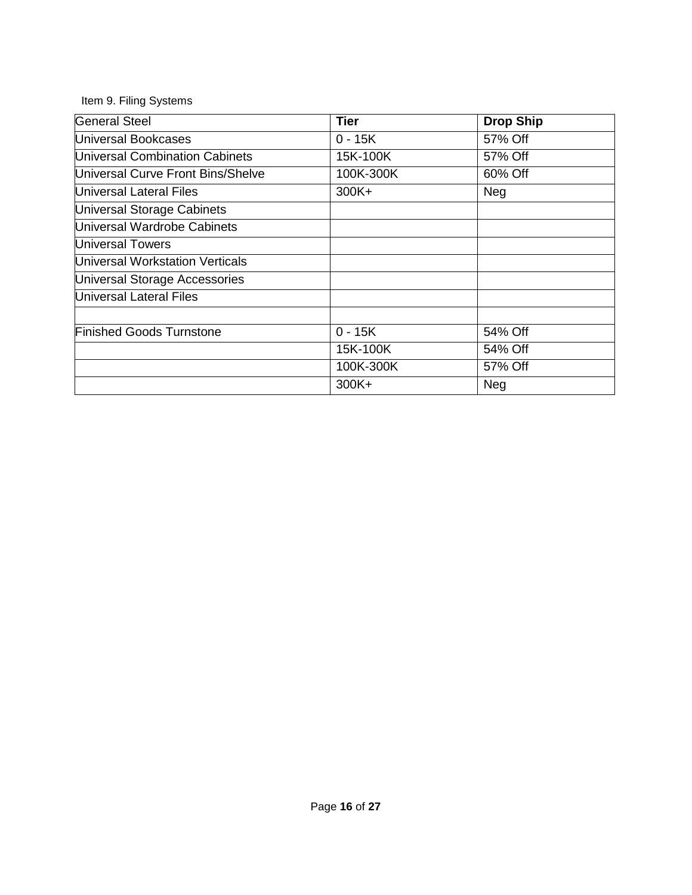Item 9. Filing Systems

| General Steel | **Tier** | **Drop Ship** |
|---|---|---|
| Universal Bookcases | 0 - 15K | 57% Off |
| Universal Combination Cabinets | 15K-100K | 57% Off |
| Universal Curve Front Bins/Shelve | 100K-300K | 60% Off |
| Universal Lateral Files | 300K+ | Neg |
| Universal Storage Cabinets | | |
| Universal Wardrobe Cabinets | | |
| Universal Towers | | |
| Universal Workstation Verticals | | |
| Universal Storage Accessories | | |
| Universal Lateral Files | | |
| | | |
| Finished Goods Turnstone | 0 - 15K | 54% Off |
| | 15K-100K | 54% Off |
| | 100K-300K | 57% Off |
| | 300K+ | Neg |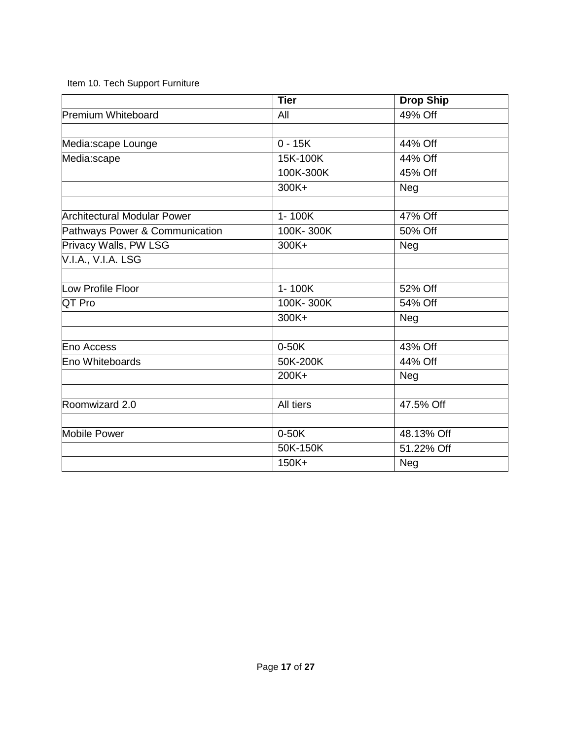Item 10. Tech Support Furniture

| | **Tier** | **Drop Ship** |
|---|---|---|
| Premium Whiteboard | All | 49% Off |
| | | |
| Media:scape Lounge | 0 - 15K | 44% Off |
| Media:scape | 15K-100K | 44% Off |
| | 100K-300K | 45% Off |
| | 300K+ | Neg |
| | | |
| Architectural Modular Power | 1- 100K | 47% Off |
| Pathways Power & Communication | 100K- 300K | 50% Off |
| Privacy Walls, PW LSG | 300K+ | Neg |
| V.I.A., V.I.A. LSG | | |
| | | |
| Low Profile Floor | 1- 100K | 52% Off |
| QT Pro | 100K- 300K | 54% Off |
| | 300K+ | Neg |
| | | |
| Eno Access | 0-50K | 43% Off |
| Eno Whiteboards | 50K-200K | 44% Off |
| | 200K+ | Neg |
| | | |
| Roomwizard 2.0 | All tiers | 47.5% Off |
| | | |
| Mobile Power | 0-50K | 48.13% Off |
| | 50K-150K | 51.22% Off |
| | 150K+ | Neg |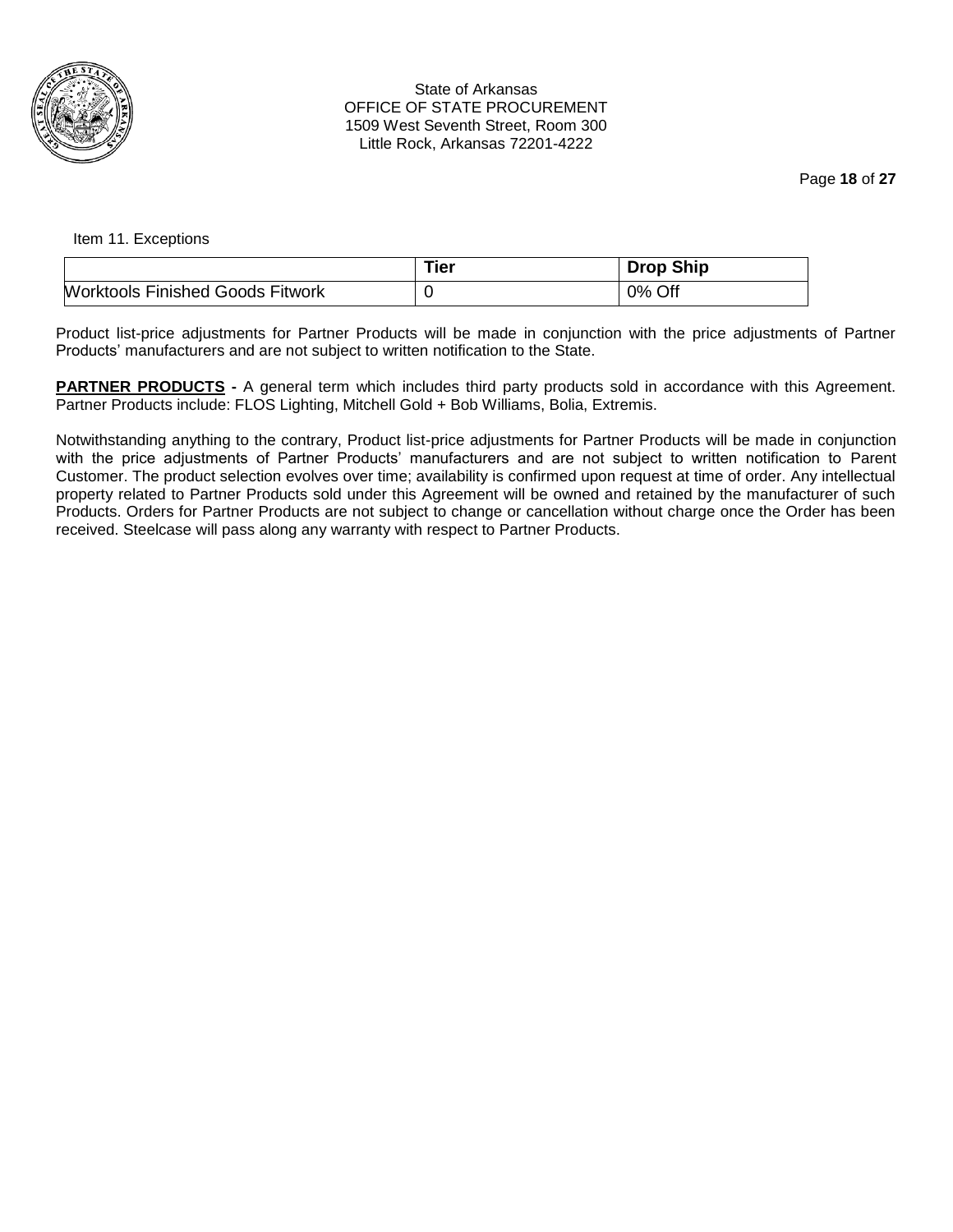Item 11. Exceptions

| | Tier | Drop Ship |
|---|---|---|
| Worktools Finished Goods Fitwork | 0 | 0% Off |

Product list-price adjustments for Partner Products will be made in conjunction with the price adjustments of Partner Products' manufacturers and are not subject to written notification to the State.

**PARTNER PRODUCTS -** A general term which includes third party products sold in accordance with this Agreement. Partner Products include: FLOS Lighting, Mitchell Gold + Bob Williams, Bolia, Extremis.

Notwithstanding anything to the contrary, Product list-price adjustments for Partner Products will be made in conjunction with the price adjustments of Partner Products' manufacturers and are not subject to written notification to Parent Customer. The product selection evolves over time; availability is confirmed upon request at time of order. Any intellectual property related to Partner Products sold under this Agreement will be owned and retained by the manufacturer of such Products. Orders for Partner Products are not subject to change or cancellation without charge once the Order has been received. Steelcase will pass along any warranty with respect to Partner Products.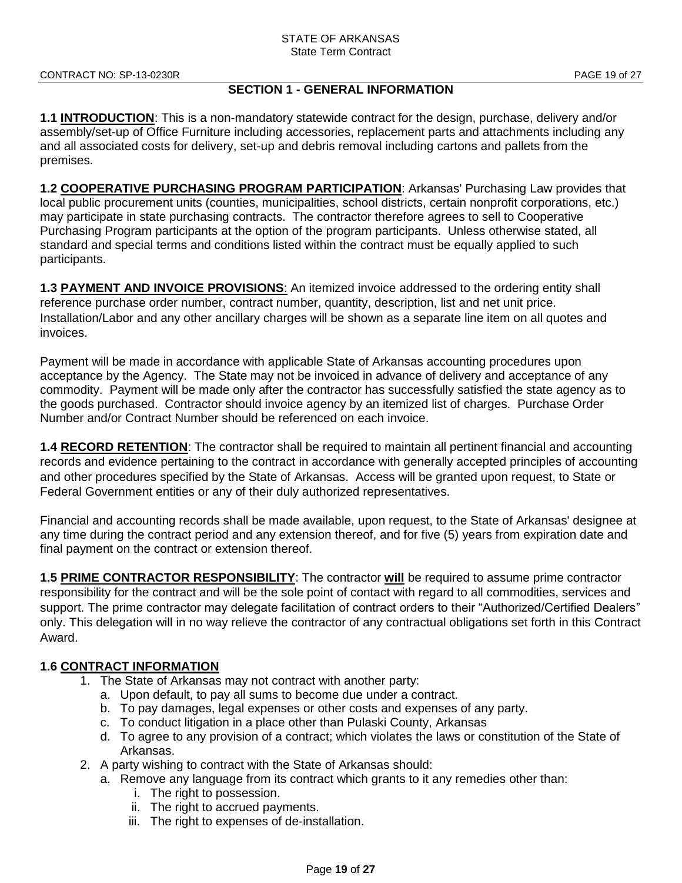## SECTION 1 - GENERAL INFORMATION

**1.1 INTRODUCTION**: This is a non-mandatory statewide contract for the design, purchase, delivery and/or assembly/set-up of Office Furniture including accessories, replacement parts and attachments including any and all associated costs for delivery, set-up and debris removal including cartons and pallets from the premises.

**1.2 COOPERATIVE PURCHASING PROGRAM PARTICIPATION**: Arkansas' Purchasing Law provides that local public procurement units (counties, municipalities, school districts, certain nonprofit corporations, etc.) may participate in state purchasing contracts. The contractor therefore agrees to sell to Cooperative Purchasing Program participants at the option of the program participants. Unless otherwise stated, all standard and special terms and conditions listed within the contract must be equally applied to such participants.

**1.3 PAYMENT AND INVOICE PROVISIONS**: An itemized invoice addressed to the ordering entity shall reference purchase order number, contract number, quantity, description, list and net unit price. Installation/Labor and any other ancillary charges will be shown as a separate line item on all quotes and invoices.

Payment will be made in accordance with applicable State of Arkansas accounting procedures upon acceptance by the Agency. The State may not be invoiced in advance of delivery and acceptance of any commodity. Payment will be made only after the contractor has successfully satisfied the state agency as to the goods purchased. Contractor should invoice agency by an itemized list of charges. Purchase Order Number and/or Contract Number should be referenced on each invoice.

**1.4 RECORD RETENTION**: The contractor shall be required to maintain all pertinent financial and accounting records and evidence pertaining to the contract in accordance with generally accepted principles of accounting and other procedures specified by the State of Arkansas. Access will be granted upon request, to State or Federal Government entities or any of their duly authorized representatives.

Financial and accounting records shall be made available, upon request, to the State of Arkansas' designee at any time during the contract period and any extension thereof, and for five (5) years from expiration date and final payment on the contract or extension thereof.

**1.5 PRIME CONTRACTOR RESPONSIBILITY**: The contractor **will** be required to assume prime contractor responsibility for the contract and will be the sole point of contact with regard to all commodities, services and support. The prime contractor may delegate facilitation of contract orders to their "Authorized/Certified Dealers" only. This delegation will in no way relieve the contractor of any contractual obligations set forth in this Contract Award.

**1.6 CONTRACT INFORMATION**

1. The State of Arkansas may not contract with another party:
   a. Upon default, to pay all sums to become due under a contract.
   b. To pay damages, legal expenses or other costs and expenses of any party.
   c. To conduct litigation in a place other than Pulaski County, Arkansas
   d. To agree to any provision of a contract; which violates the laws or constitution of the State of Arkansas.
2. A party wishing to contract with the State of Arkansas should:
   a. Remove any language from its contract which grants to it any remedies other than:
      i. The right to possession.
      ii. The right to accrued payments.
      iii. The right to expenses of de-installation.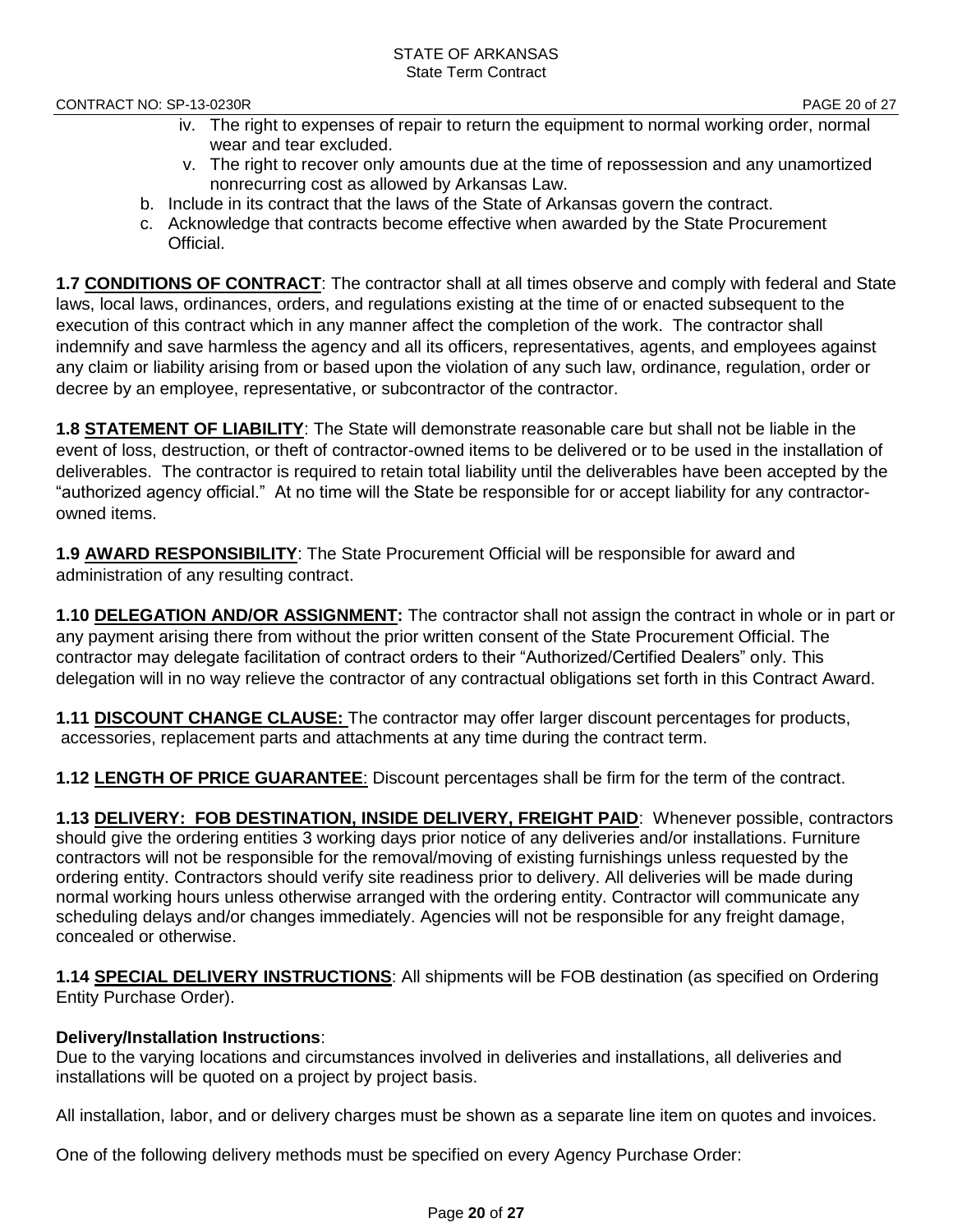iv. The right to expenses of repair to return the equipment to normal working order, normal wear and tear excluded.

v. The right to recover only amounts due at the time of repossession and any unamortized nonrecurring cost as allowed by Arkansas Law.

b. Include in its contract that the laws of the State of Arkansas govern the contract.

c. Acknowledge that contracts become effective when awarded by the State Procurement Official.

**1.7 CONDITIONS OF CONTRACT**: The contractor shall at all times observe and comply with federal and State laws, local laws, ordinances, orders, and regulations existing at the time of or enacted subsequent to the execution of this contract which in any manner affect the completion of the work. The contractor shall indemnify and save harmless the agency and all its officers, representatives, agents, and employees against any claim or liability arising from or based upon the violation of any such law, ordinance, regulation, order or decree by an employee, representative, or subcontractor of the contractor.

**1.8 STATEMENT OF LIABILITY**: The State will demonstrate reasonable care but shall not be liable in the event of loss, destruction, or theft of contractor-owned items to be delivered or to be used in the installation of deliverables. The contractor is required to retain total liability until the deliverables have been accepted by the "authorized agency official." At no time will the State be responsible for or accept liability for any contractor-owned items.

**1.9 AWARD RESPONSIBILITY**: The State Procurement Official will be responsible for award and administration of any resulting contract.

**1.10 DELEGATION AND/OR ASSIGNMENT:** The contractor shall not assign the contract in whole or in part or any payment arising there from without the prior written consent of the State Procurement Official. The contractor may delegate facilitation of contract orders to their "Authorized/Certified Dealers" only. This delegation will in no way relieve the contractor of any contractual obligations set forth in this Contract Award.

**1.11 DISCOUNT CHANGE CLAUSE:** The contractor may offer larger discount percentages for products, accessories, replacement parts and attachments at any time during the contract term.

**1.12 LENGTH OF PRICE GUARANTEE**: Discount percentages shall be firm for the term of the contract.

**1.13 DELIVERY: FOB DESTINATION, INSIDE DELIVERY, FREIGHT PAID**: Whenever possible, contractors should give the ordering entities 3 working days prior notice of any deliveries and/or installations. Furniture contractors will not be responsible for the removal/moving of existing furnishings unless requested by the ordering entity. Contractors should verify site readiness prior to delivery. All deliveries will be made during normal working hours unless otherwise arranged with the ordering entity. Contractor will communicate any scheduling delays and/or changes immediately. Agencies will not be responsible for any freight damage, concealed or otherwise.

**1.14 SPECIAL DELIVERY INSTRUCTIONS**: All shipments will be FOB destination (as specified on Ordering Entity Purchase Order).

**Delivery/Installation Instructions**:
Due to the varying locations and circumstances involved in deliveries and installations, all deliveries and installations will be quoted on a project by project basis.

All installation, labor, and or delivery charges must be shown as a separate line item on quotes and invoices.

One of the following delivery methods must be specified on every Agency Purchase Order: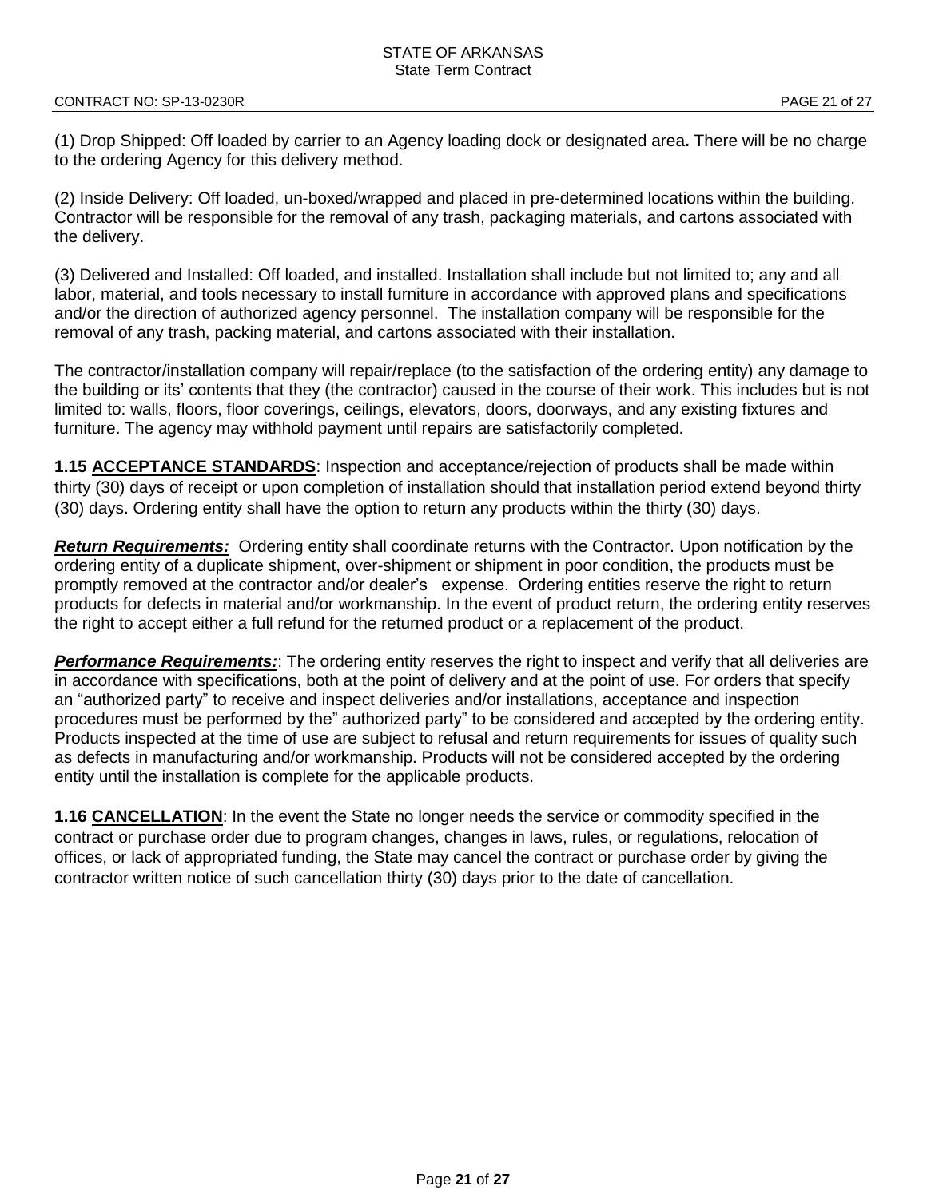(1) Drop Shipped: Off loaded by carrier to an Agency loading dock or designated area**.** There will be no charge to the ordering Agency for this delivery method.

(2) Inside Delivery: Off loaded, un-boxed/wrapped and placed in pre-determined locations within the building. Contractor will be responsible for the removal of any trash, packaging materials, and cartons associated with the delivery.

(3) Delivered and Installed: Off loaded, and installed. Installation shall include but not limited to; any and all labor, material, and tools necessary to install furniture in accordance with approved plans and specifications and/or the direction of authorized agency personnel. The installation company will be responsible for the removal of any trash, packing material, and cartons associated with their installation.

The contractor/installation company will repair/replace (to the satisfaction of the ordering entity) any damage to the building or its' contents that they (the contractor) caused in the course of their work. This includes but is not limited to: walls, floors, floor coverings, ceilings, elevators, doors, doorways, and any existing fixtures and furniture. The agency may withhold payment until repairs are satisfactorily completed.

**1.15 ACCEPTANCE STANDARDS**: Inspection and acceptance/rejection of products shall be made within thirty (30) days of receipt or upon completion of installation should that installation period extend beyond thirty (30) days. Ordering entity shall have the option to return any products within the thirty (30) days.

***Return Requirements:*** Ordering entity shall coordinate returns with the Contractor. Upon notification by the ordering entity of a duplicate shipment, over-shipment or shipment in poor condition, the products must be promptly removed at the contractor and/or dealer's expense. Ordering entities reserve the right to return products for defects in material and/or workmanship. In the event of product return, the ordering entity reserves the right to accept either a full refund for the returned product or a replacement of the product.

***Performance Requirements:***: The ordering entity reserves the right to inspect and verify that all deliveries are in accordance with specifications, both at the point of delivery and at the point of use. For orders that specify an "authorized party" to receive and inspect deliveries and/or installations, acceptance and inspection procedures must be performed by the" authorized party" to be considered and accepted by the ordering entity. Products inspected at the time of use are subject to refusal and return requirements for issues of quality such as defects in manufacturing and/or workmanship. Products will not be considered accepted by the ordering entity until the installation is complete for the applicable products.

**1.16 CANCELLATION**: In the event the State no longer needs the service or commodity specified in the contract or purchase order due to program changes, changes in laws, rules, or regulations, relocation of offices, or lack of appropriated funding, the State may cancel the contract or purchase order by giving the contractor written notice of such cancellation thirty (30) days prior to the date of cancellation.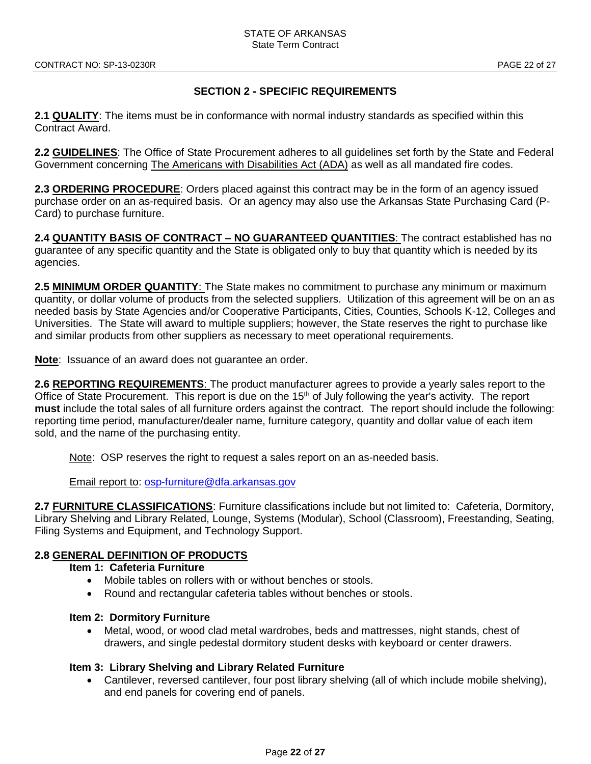## SECTION 2 - SPECIFIC REQUIREMENTS

**2.1 QUALITY**: The items must be in conformance with normal industry standards as specified within this Contract Award.

**2.2 GUIDELINES**: The Office of State Procurement adheres to all guidelines set forth by the State and Federal Government concerning The Americans with Disabilities Act (ADA) as well as all mandated fire codes.

**2.3 ORDERING PROCEDURE**: Orders placed against this contract may be in the form of an agency issued purchase order on an as-required basis. Or an agency may also use the Arkansas State Purchasing Card (P-Card) to purchase furniture.

**2.4 QUANTITY BASIS OF CONTRACT – NO GUARANTEED QUANTITIES**: The contract established has no guarantee of any specific quantity and the State is obligated only to buy that quantity which is needed by its agencies.

**2.5 MINIMUM ORDER QUANTITY**: The State makes no commitment to purchase any minimum or maximum quantity, or dollar volume of products from the selected suppliers. Utilization of this agreement will be on an as needed basis by State Agencies and/or Cooperative Participants, Cities, Counties, Schools K-12, Colleges and Universities. The State will award to multiple suppliers; however, the State reserves the right to purchase like and similar products from other suppliers as necessary to meet operational requirements.

**Note**: Issuance of an award does not guarantee an order.

**2.6 REPORTING REQUIREMENTS**: The product manufacturer agrees to provide a yearly sales report to the Office of State Procurement. This report is due on the 15th of July following the year's activity. The report **must** include the total sales of all furniture orders against the contract. The report should include the following: reporting time period, manufacturer/dealer name, furniture category, quantity and dollar value of each item sold, and the name of the purchasing entity.

> Note: OSP reserves the right to request a sales report on an as-needed basis.
>
> Email report to: osp-furniture@dfa.arkansas.gov

**2.7 FURNITURE CLASSIFICATIONS**: Furniture classifications include but not limited to: Cafeteria, Dormitory, Library Shelving and Library Related, Lounge, Systems (Modular), School (Classroom), Freestanding, Seating, Filing Systems and Equipment, and Technology Support.

**2.8 GENERAL DEFINITION OF PRODUCTS**

**Item 1: Cafeteria Furniture**

- Mobile tables on rollers with or without benches or stools.
- Round and rectangular cafeteria tables without benches or stools.

**Item 2: Dormitory Furniture**

- Metal, wood, or wood clad metal wardrobes, beds and mattresses, night stands, chest of drawers, and single pedestal dormitory student desks with keyboard or center drawers.

**Item 3: Library Shelving and Library Related Furniture**

- Cantilever, reversed cantilever, four post library shelving (all of which include mobile shelving), and end panels for covering end of panels.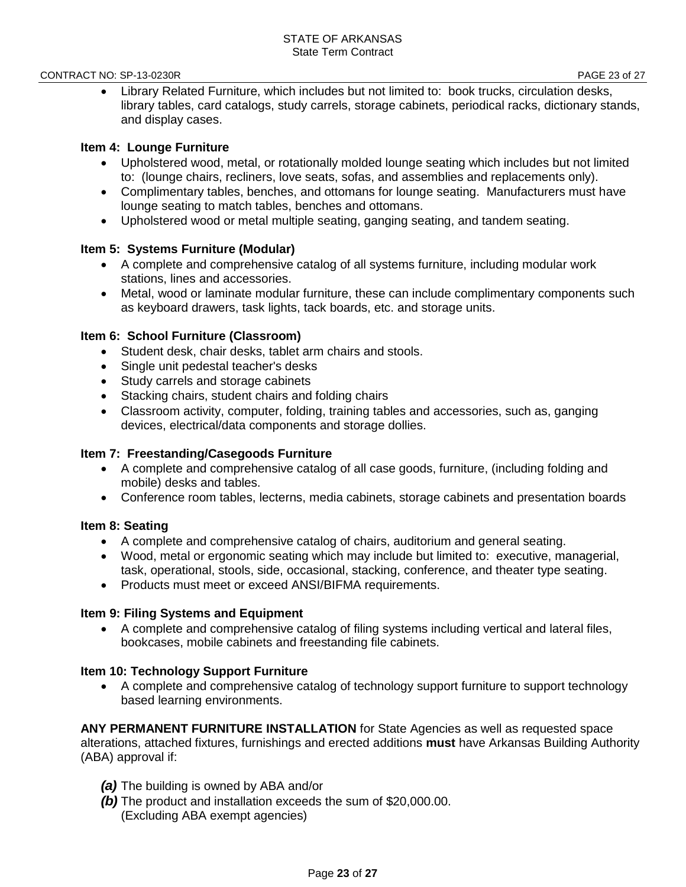- Library Related Furniture, which includes but not limited to: book trucks, circulation desks, library tables, card catalogs, study carrels, storage cabinets, periodical racks, dictionary stands, and display cases.

**Item 4: Lounge Furniture**

- Upholstered wood, metal, or rotationally molded lounge seating which includes but not limited to: (lounge chairs, recliners, love seats, sofas, and assemblies and replacements only).
- Complimentary tables, benches, and ottomans for lounge seating. Manufacturers must have lounge seating to match tables, benches and ottomans.
- Upholstered wood or metal multiple seating, ganging seating, and tandem seating.

**Item 5: Systems Furniture (Modular)**

- A complete and comprehensive catalog of all systems furniture, including modular work stations, lines and accessories.
- Metal, wood or laminate modular furniture, these can include complimentary components such as keyboard drawers, task lights, tack boards, etc. and storage units.

**Item 6: School Furniture (Classroom)**

- Student desk, chair desks, tablet arm chairs and stools.
- Single unit pedestal teacher's desks
- Study carrels and storage cabinets
- Stacking chairs, student chairs and folding chairs
- Classroom activity, computer, folding, training tables and accessories, such as, ganging devices, electrical/data components and storage dollies.

**Item 7: Freestanding/Casegoods Furniture**

- A complete and comprehensive catalog of all case goods, furniture, (including folding and mobile) desks and tables.
- Conference room tables, lecterns, media cabinets, storage cabinets and presentation boards

**Item 8: Seating**

- A complete and comprehensive catalog of chairs, auditorium and general seating.
- Wood, metal or ergonomic seating which may include but limited to: executive, managerial, task, operational, stools, side, occasional, stacking, conference, and theater type seating.
- Products must meet or exceed ANSI/BIFMA requirements.

**Item 9: Filing Systems and Equipment**

- A complete and comprehensive catalog of filing systems including vertical and lateral files, bookcases, mobile cabinets and freestanding file cabinets.

**Item 10: Technology Support Furniture**

- A complete and comprehensive catalog of technology support furniture to support technology based learning environments.

**ANY PERMANENT FURNITURE INSTALLATION** for State Agencies as well as requested space alterations, attached fixtures, furnishings and erected additions **must** have Arkansas Building Authority (ABA) approval if:

***(a)*** The building is owned by ABA and/or
***(b)*** The product and installation exceeds the sum of $20,000.00.
(Excluding ABA exempt agencies)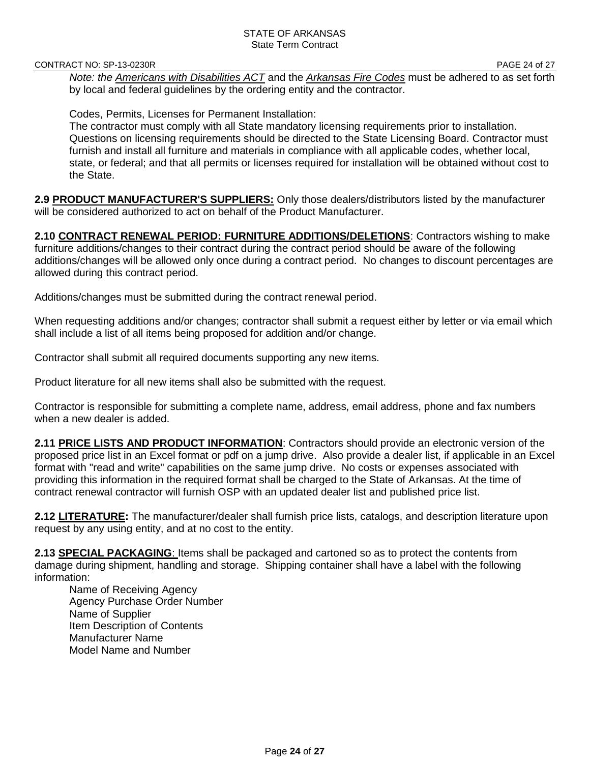*Note: the Americans with Disabilities ACT and the Arkansas Fire Codes must be adhered to as set forth* by local and federal guidelines by the ordering entity and the contractor.

Codes, Permits, Licenses for Permanent Installation:
The contractor must comply with all State mandatory licensing requirements prior to installation. Questions on licensing requirements should be directed to the State Licensing Board. Contractor must furnish and install all furniture and materials in compliance with all applicable codes, whether local, state, or federal; and that all permits or licenses required for installation will be obtained without cost to the State.

**2.9 PRODUCT MANUFACTURER'S SUPPLIERS:** Only those dealers/distributors listed by the manufacturer will be considered authorized to act on behalf of the Product Manufacturer.

**2.10 CONTRACT RENEWAL PERIOD: FURNITURE ADDITIONS/DELETIONS**: Contractors wishing to make furniture additions/changes to their contract during the contract period should be aware of the following additions/changes will be allowed only once during a contract period. No changes to discount percentages are allowed during this contract period.

Additions/changes must be submitted during the contract renewal period.

When requesting additions and/or changes; contractor shall submit a request either by letter or via email which shall include a list of all items being proposed for addition and/or change.

Contractor shall submit all required documents supporting any new items.

Product literature for all new items shall also be submitted with the request.

Contractor is responsible for submitting a complete name, address, email address, phone and fax numbers when a new dealer is added.

**2.11 PRICE LISTS AND PRODUCT INFORMATION**: Contractors should provide an electronic version of the proposed price list in an Excel format or pdf on a jump drive. Also provide a dealer list, if applicable in an Excel format with "read and write" capabilities on the same jump drive. No costs or expenses associated with providing this information in the required format shall be charged to the State of Arkansas. At the time of contract renewal contractor will furnish OSP with an updated dealer list and published price list.

**2.12 LITERATURE:** The manufacturer/dealer shall furnish price lists, catalogs, and description literature upon request by any using entity, and at no cost to the entity.

**2.13 SPECIAL PACKAGING**: Items shall be packaged and cartoned so as to protect the contents from damage during shipment, handling and storage. Shipping container shall have a label with the following information:

Name of Receiving Agency
Agency Purchase Order Number
Name of Supplier
Item Description of Contents
Manufacturer Name
Model Name and Number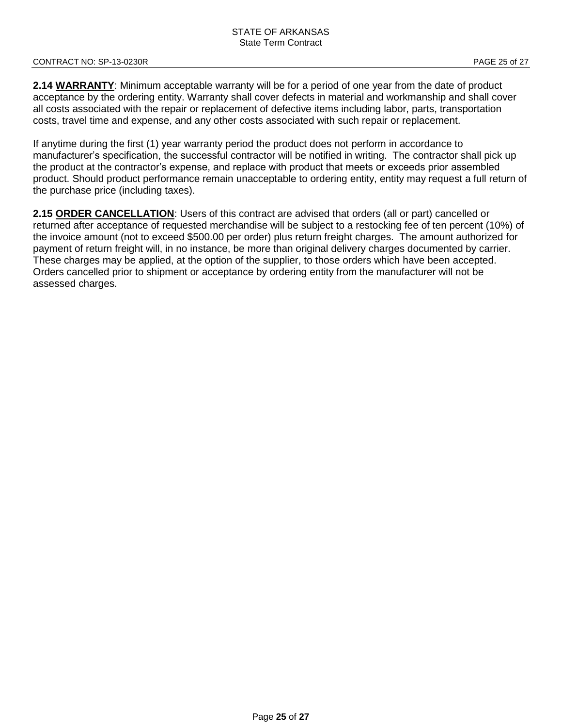**2.14 WARRANTY**: Minimum acceptable warranty will be for a period of one year from the date of product acceptance by the ordering entity. Warranty shall cover defects in material and workmanship and shall cover all costs associated with the repair or replacement of defective items including labor, parts, transportation costs, travel time and expense, and any other costs associated with such repair or replacement.

If anytime during the first (1) year warranty period the product does not perform in accordance to manufacturer's specification, the successful contractor will be notified in writing. The contractor shall pick up the product at the contractor's expense, and replace with product that meets or exceeds prior assembled product. Should product performance remain unacceptable to ordering entity, entity may request a full return of the purchase price (including taxes).

**2.15 ORDER CANCELLATION**: Users of this contract are advised that orders (all or part) cancelled or returned after acceptance of requested merchandise will be subject to a restocking fee of ten percent (10%) of the invoice amount (not to exceed $500.00 per order) plus return freight charges. The amount authorized for payment of return freight will, in no instance, be more than original delivery charges documented by carrier. These charges may be applied, at the option of the supplier, to those orders which have been accepted. Orders cancelled prior to shipment or acceptance by ordering entity from the manufacturer will not be assessed charges.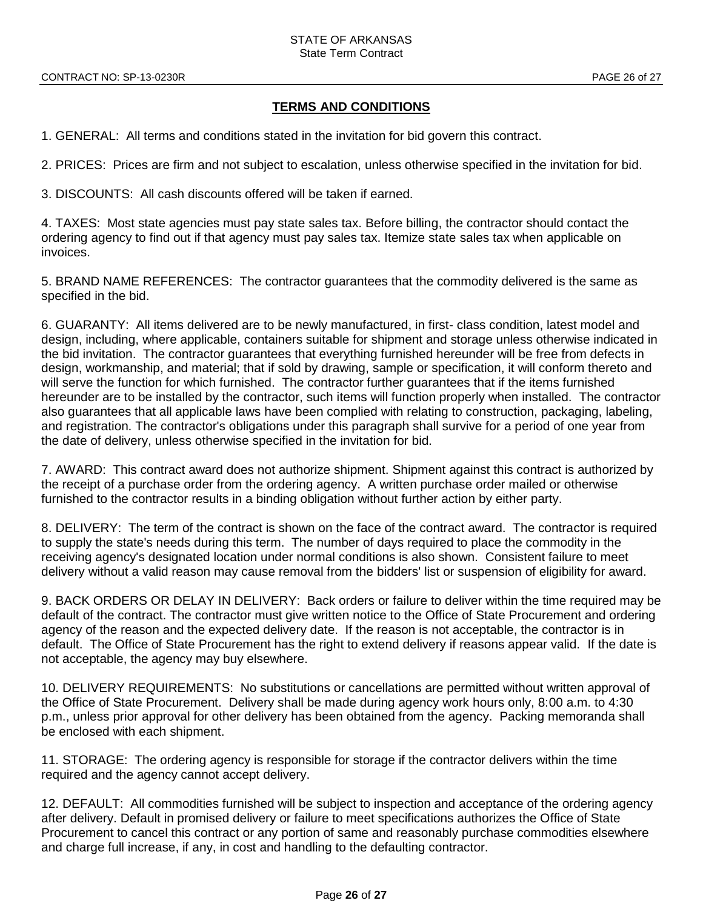## TERMS AND CONDITIONS

1. GENERAL: All terms and conditions stated in the invitation for bid govern this contract.

2. PRICES: Prices are firm and not subject to escalation, unless otherwise specified in the invitation for bid.

3. DISCOUNTS: All cash discounts offered will be taken if earned.

4. TAXES: Most state agencies must pay state sales tax. Before billing, the contractor should contact the ordering agency to find out if that agency must pay sales tax. Itemize state sales tax when applicable on invoices.

5. BRAND NAME REFERENCES: The contractor guarantees that the commodity delivered is the same as specified in the bid.

6. GUARANTY: All items delivered are to be newly manufactured, in first- class condition, latest model and design, including, where applicable, containers suitable for shipment and storage unless otherwise indicated in the bid invitation. The contractor guarantees that everything furnished hereunder will be free from defects in design, workmanship, and material; that if sold by drawing, sample or specification, it will conform thereto and will serve the function for which furnished. The contractor further guarantees that if the items furnished hereunder are to be installed by the contractor, such items will function properly when installed. The contractor also guarantees that all applicable laws have been complied with relating to construction, packaging, labeling, and registration. The contractor's obligations under this paragraph shall survive for a period of one year from the date of delivery, unless otherwise specified in the invitation for bid.

7. AWARD: This contract award does not authorize shipment. Shipment against this contract is authorized by the receipt of a purchase order from the ordering agency. A written purchase order mailed or otherwise furnished to the contractor results in a binding obligation without further action by either party.

8. DELIVERY: The term of the contract is shown on the face of the contract award. The contractor is required to supply the state's needs during this term. The number of days required to place the commodity in the receiving agency's designated location under normal conditions is also shown. Consistent failure to meet delivery without a valid reason may cause removal from the bidders' list or suspension of eligibility for award.

9. BACK ORDERS OR DELAY IN DELIVERY: Back orders or failure to deliver within the time required may be default of the contract. The contractor must give written notice to the Office of State Procurement and ordering agency of the reason and the expected delivery date. If the reason is not acceptable, the contractor is in default. The Office of State Procurement has the right to extend delivery if reasons appear valid. If the date is not acceptable, the agency may buy elsewhere.

10. DELIVERY REQUIREMENTS: No substitutions or cancellations are permitted without written approval of the Office of State Procurement. Delivery shall be made during agency work hours only, 8:00 a.m. to 4:30 p.m., unless prior approval for other delivery has been obtained from the agency. Packing memoranda shall be enclosed with each shipment.

11. STORAGE: The ordering agency is responsible for storage if the contractor delivers within the time required and the agency cannot accept delivery.

12. DEFAULT: All commodities furnished will be subject to inspection and acceptance of the ordering agency after delivery. Default in promised delivery or failure to meet specifications authorizes the Office of State Procurement to cancel this contract or any portion of same and reasonably purchase commodities elsewhere and charge full increase, if any, in cost and handling to the defaulting contractor.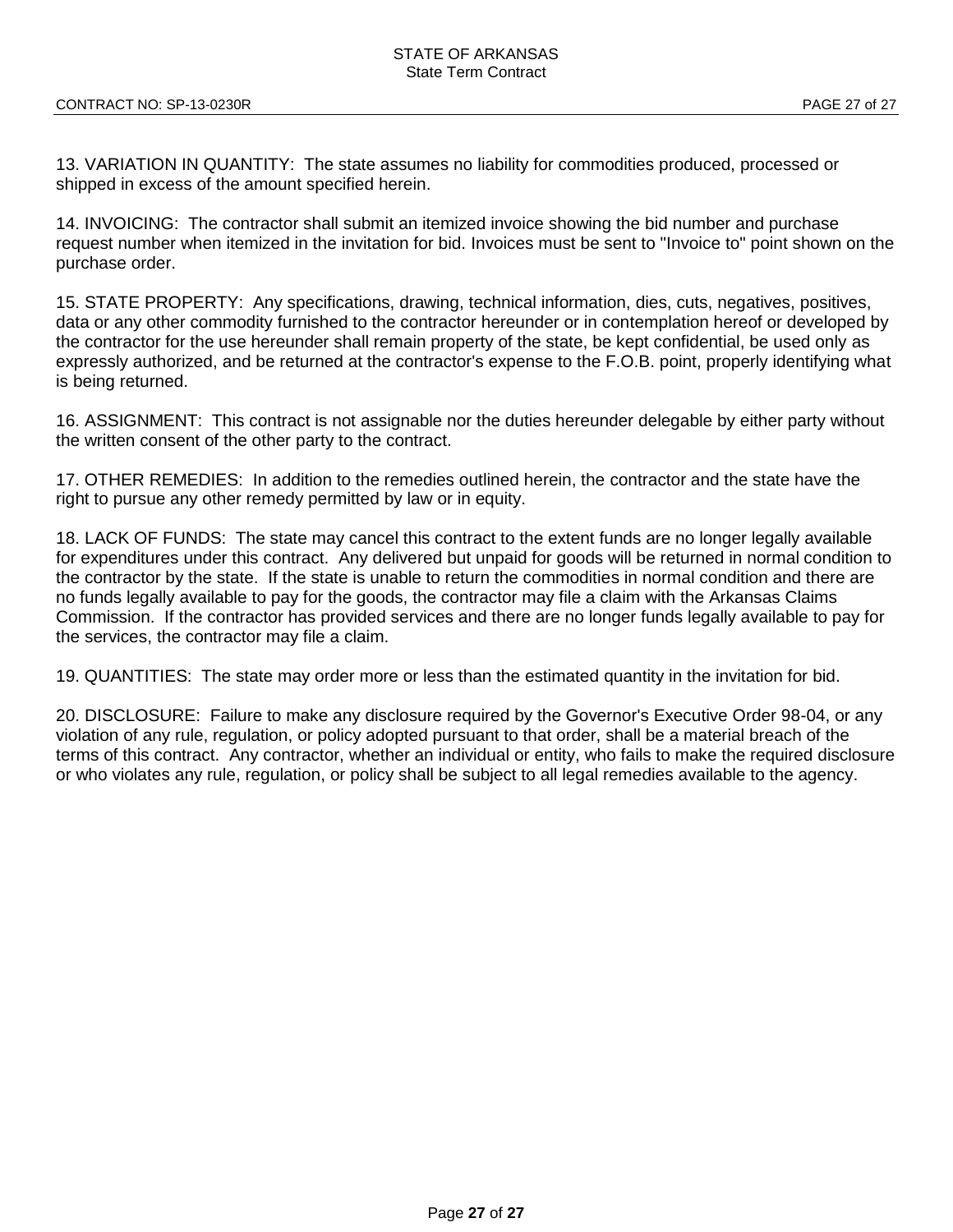13. VARIATION IN QUANTITY: The state assumes no liability for commodities produced, processed or shipped in excess of the amount specified herein.

14. INVOICING: The contractor shall submit an itemized invoice showing the bid number and purchase request number when itemized in the invitation for bid. Invoices must be sent to "Invoice to" point shown on the purchase order.

15. STATE PROPERTY: Any specifications, drawing, technical information, dies, cuts, negatives, positives, data or any other commodity furnished to the contractor hereunder or in contemplation hereof or developed by the contractor for the use hereunder shall remain property of the state, be kept confidential, be used only as expressly authorized, and be returned at the contractor's expense to the F.O.B. point, properly identifying what is being returned.

16. ASSIGNMENT: This contract is not assignable nor the duties hereunder delegable by either party without the written consent of the other party to the contract.

17. OTHER REMEDIES: In addition to the remedies outlined herein, the contractor and the state have the right to pursue any other remedy permitted by law or in equity.

18. LACK OF FUNDS: The state may cancel this contract to the extent funds are no longer legally available for expenditures under this contract. Any delivered but unpaid for goods will be returned in normal condition to the contractor by the state. If the state is unable to return the commodities in normal condition and there are no funds legally available to pay for the goods, the contractor may file a claim with the Arkansas Claims Commission. If the contractor has provided services and there are no longer funds legally available to pay for the services, the contractor may file a claim.

19. QUANTITIES: The state may order more or less than the estimated quantity in the invitation for bid.

20. DISCLOSURE: Failure to make any disclosure required by the Governor's Executive Order 98-04, or any violation of any rule, regulation, or policy adopted pursuant to that order, shall be a material breach of the terms of this contract. Any contractor, whether an individual or entity, who fails to make the required disclosure or who violates any rule, regulation, or policy shall be subject to all legal remedies available to the agency.